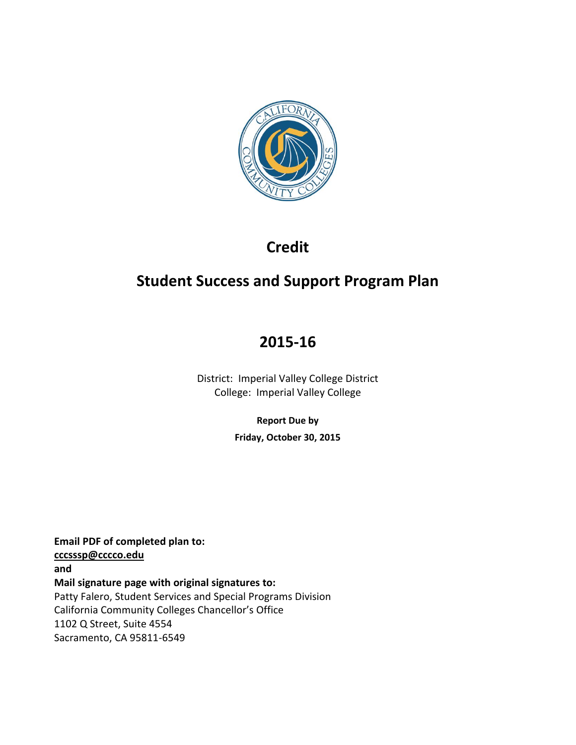# Credit

# Student Success and Support Program Plan

# 2015-16

District: Imperial Valley College District
College: Imperial Valley College

**Report Due by**

**Friday, October 30, 2015**

**Email PDF of completed plan to:**
**cccsssp@cccco.edu**
**and**
**Mail signature page with original signatures to:**
Patty Falero, Student Services and Special Programs Division
California Community Colleges Chancellor's Office
1102 Q Street, Suite 4554
Sacramento, CA 95811-6549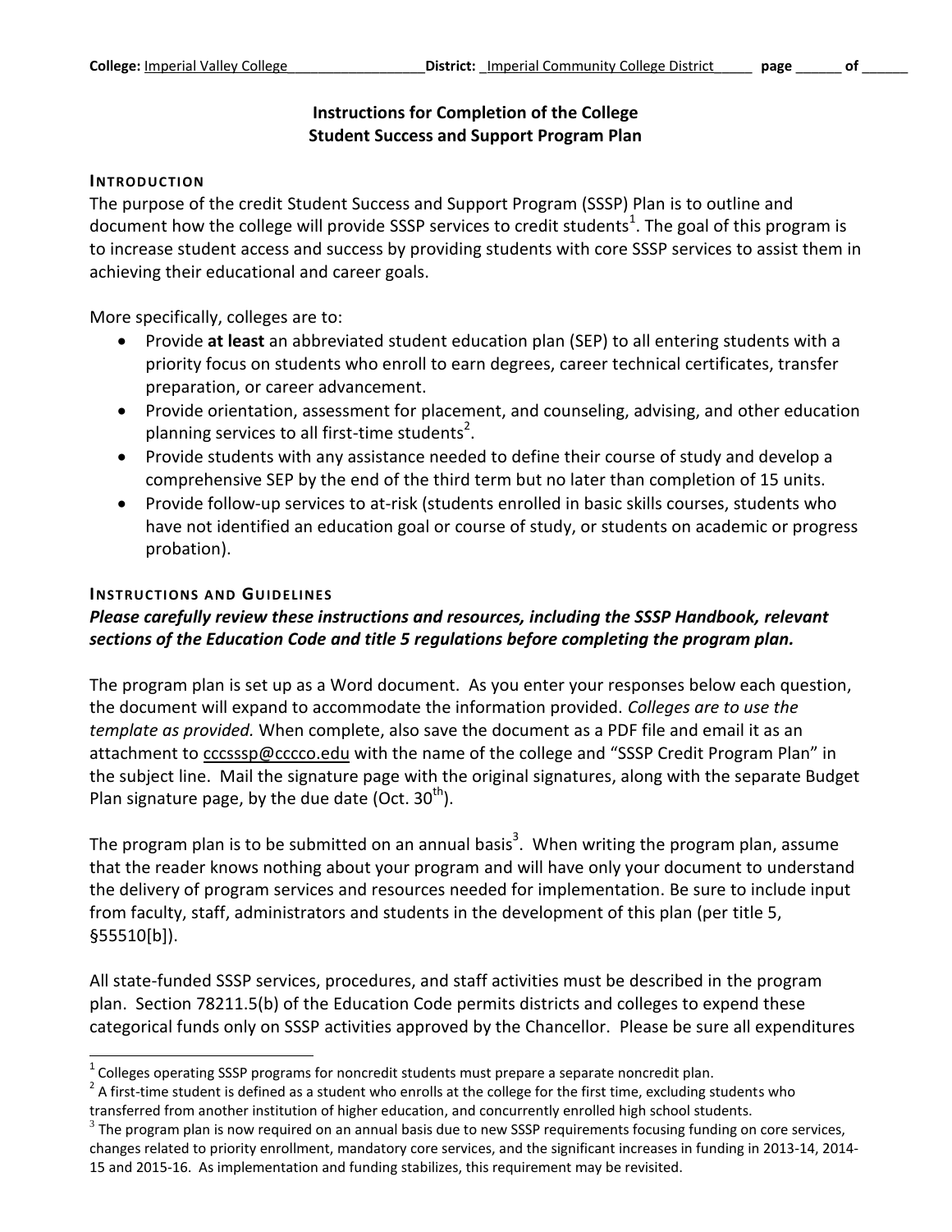# Instructions for Completion of the College Student Success and Support Program Plan

## Introduction

The purpose of the credit Student Success and Support Program (SSSP) Plan is to outline and document how the college will provide SSSP services to credit students[1]. The goal of this program is to increase student access and success by providing students with core SSSP services to assist them in achieving their educational and career goals.

More specifically, colleges are to:

- Provide **at least** an abbreviated student education plan (SEP) to all entering students with a priority focus on students who enroll to earn degrees, career technical certificates, transfer preparation, or career advancement.
- Provide orientation, assessment for placement, and counseling, advising, and other education planning services to all first-time students[2].
- Provide students with any assistance needed to define their course of study and develop a comprehensive SEP by the end of the third term but no later than completion of 15 units.
- Provide follow-up services to at-risk (students enrolled in basic skills courses, students who have not identified an education goal or course of study, or students on academic or progress probation).

## Instructions and Guidelines

***Please carefully review these instructions and resources, including the SSSP Handbook, relevant sections of the Education Code and title 5 regulations before completing the program plan.***

The program plan is set up as a Word document. As you enter your responses below each question, the document will expand to accommodate the information provided. *Colleges are to use the template as provided.* When complete, also save the document as a PDF file and email it as an attachment to cccsssp@cccco.edu with the name of the college and "SSSP Credit Program Plan" in the subject line. Mail the signature page with the original signatures, along with the separate Budget Plan signature page, by the due date (Oct. 30th).

The program plan is to be submitted on an annual basis[3]. When writing the program plan, assume that the reader knows nothing about your program and will have only your document to understand the delivery of program services and resources needed for implementation. Be sure to include input from faculty, staff, administrators and students in the development of this plan (per title 5, §55510[b]).

All state-funded SSSP services, procedures, and staff activities must be described in the program plan. Section 78211.5(b) of the Education Code permits districts and colleges to expend these categorical funds only on SSSP activities approved by the Chancellor. Please be sure all expenditures

---

[1] Colleges operating SSSP programs for noncredit students must prepare a separate noncredit plan.

[2] A first-time student is defined as a student who enrolls at the college for the first time, excluding students who transferred from another institution of higher education, and concurrently enrolled high school students.

[3] The program plan is now required on an annual basis due to new SSSP requirements focusing funding on core services, changes related to priority enrollment, mandatory core services, and the significant increases in funding in 2013-14, 2014-15 and 2015-16. As implementation and funding stabilizes, this requirement may be revisited.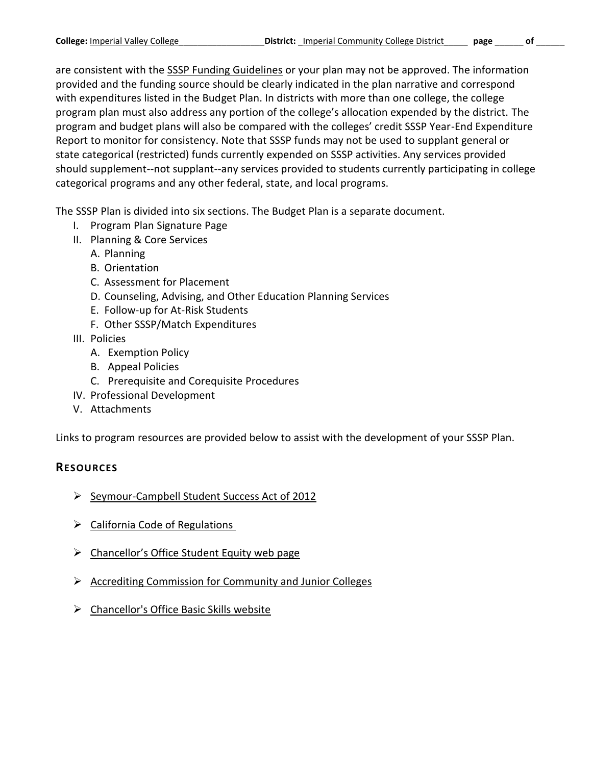are consistent with the SSSP Funding Guidelines or your plan may not be approved. The information provided and the funding source should be clearly indicated in the plan narrative and correspond with expenditures listed in the Budget Plan. In districts with more than one college, the college program plan must also address any portion of the college's allocation expended by the district. The program and budget plans will also be compared with the colleges' credit SSSP Year-End Expenditure Report to monitor for consistency. Note that SSSP funds may not be used to supplant general or state categorical (restricted) funds currently expended on SSSP activities. Any services provided should supplement--not supplant--any services provided to students currently participating in college categorical programs and any other federal, state, and local programs.

The SSSP Plan is divided into six sections. The Budget Plan is a separate document.

- I. Program Plan Signature Page
- II. Planning & Core Services
  - A. Planning
  - B. Orientation
  - C. Assessment for Placement
  - D. Counseling, Advising, and Other Education Planning Services
  - E. Follow-up for At-Risk Students
  - F. Other SSSP/Match Expenditures
- III. Policies
  - A. Exemption Policy
  - B. Appeal Policies
  - C. Prerequisite and Corequisite Procedures
- IV. Professional Development
- V. Attachments

Links to program resources are provided below to assist with the development of your SSSP Plan.

## RESOURCES

- Seymour-Campbell Student Success Act of 2012
- California Code of Regulations
- Chancellor's Office Student Equity web page
- Accrediting Commission for Community and Junior Colleges
- Chancellor's Office Basic Skills website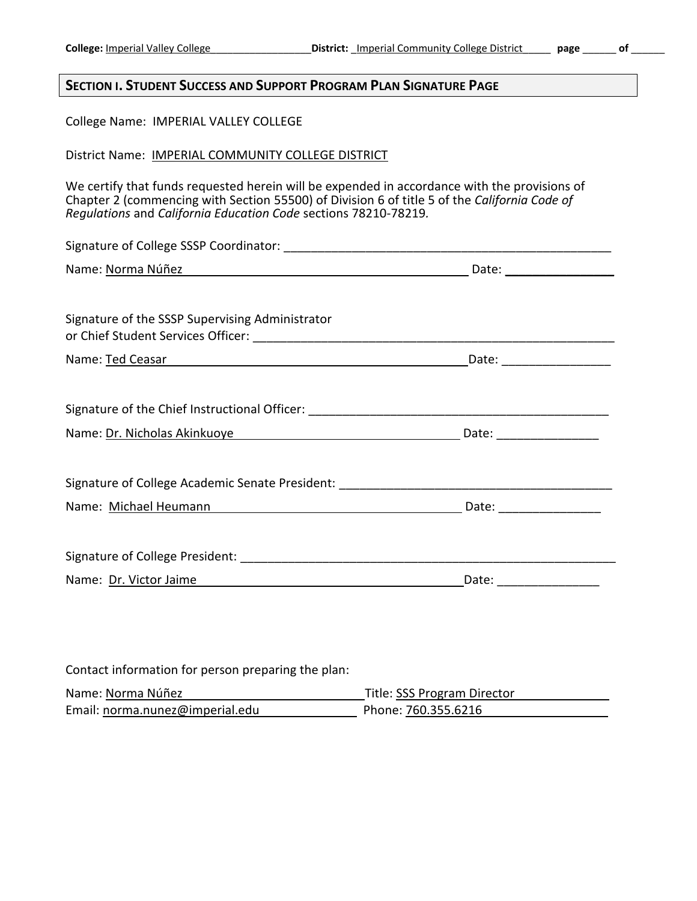## SECTION I. STUDENT SUCCESS AND SUPPORT PROGRAM PLAN SIGNATURE PAGE

College Name: IMPERIAL VALLEY COLLEGE

District Name: IMPERIAL COMMUNITY COLLEGE DISTRICT

We certify that funds requested herein will be expended in accordance with the provisions of Chapter 2 (commencing with Section 55500) of Division 6 of title 5 of the *California Code of Regulations* and *California Education Code* sections 78210-78219.

Signature of College SSSP Coordinator: ___________________________________________

Name: Norma Núñez Date: _______________

Signature of the SSSP Supervising Administrator or Chief Student Services Officer: ___________________________________________

Name: Ted Ceasar Date: _______________

Signature of the Chief Instructional Officer: ___________________________________________

Name: Dr. Nicholas Akinkuoye Date: _______________

Signature of College Academic Senate President: ___________________________________________

Name: Michael Heumann Date: _______________

Signature of College President: ___________________________________________

Name: Dr. Victor Jaime Date: _______________

Contact information for person preparing the plan:

Name: Norma Núñez Title: SSS Program Director
Email: norma.nunez@imperial.edu Phone: 760.355.6216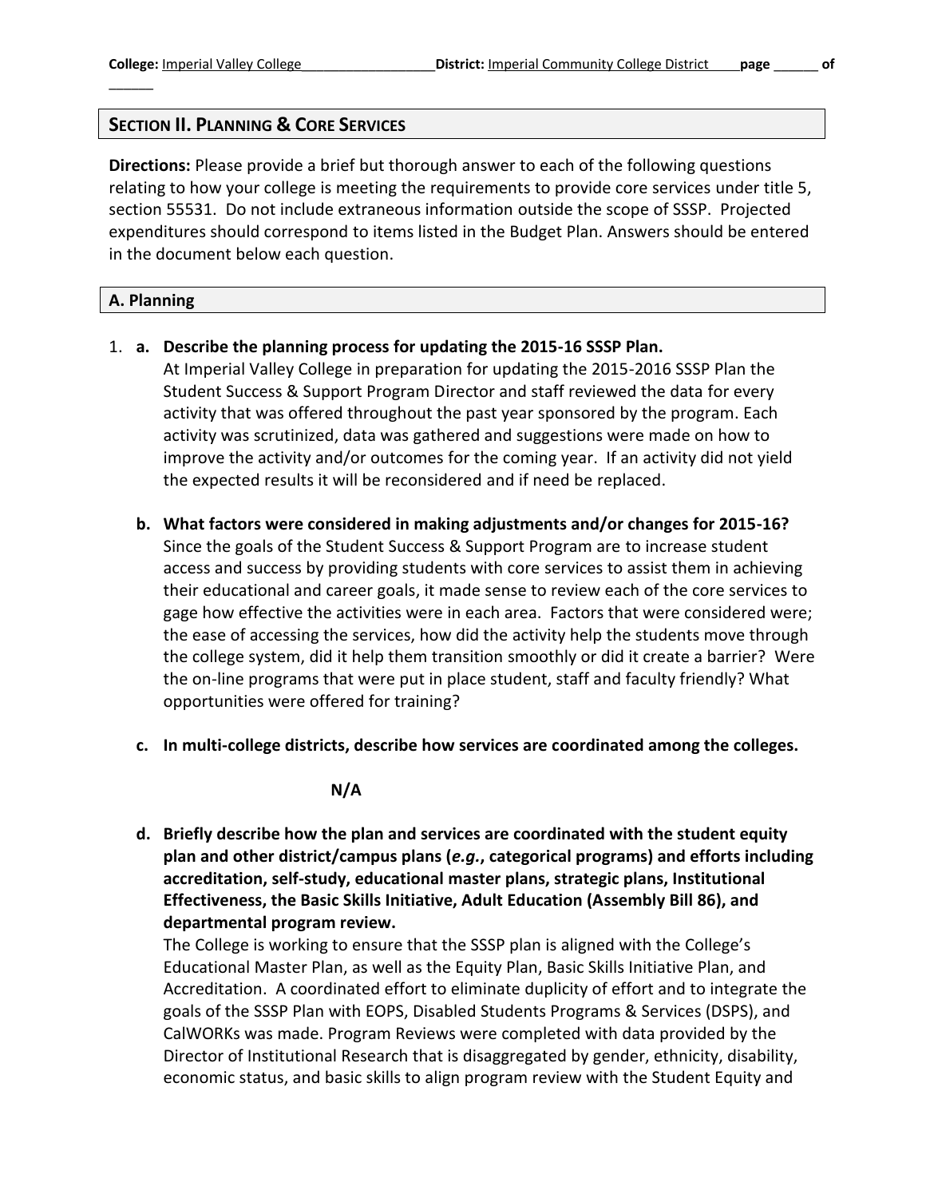## Section II. Planning & Core Services

**Directions:** Please provide a brief but thorough answer to each of the following questions relating to how your college is meeting the requirements to provide core services under title 5, section 55531. Do not include extraneous information outside the scope of SSSP. Projected expenditures should correspond to items listed in the Budget Plan. Answers should be entered in the document below each question.

### A. Planning

1. **a. Describe the planning process for updating the 2015-16 SSSP Plan.**

   At Imperial Valley College in preparation for updating the 2015-2016 SSSP Plan the Student Success & Support Program Director and staff reviewed the data for every activity that was offered throughout the past year sponsored by the program. Each activity was scrutinized, data was gathered and suggestions were made on how to improve the activity and/or outcomes for the coming year. If an activity did not yield the expected results it will be reconsidered and if need be replaced.

   **b. What factors were considered in making adjustments and/or changes for 2015-16?**

   Since the goals of the Student Success & Support Program are to increase student access and success by providing students with core services to assist them in achieving their educational and career goals, it made sense to review each of the core services to gage how effective the activities were in each area. Factors that were considered were; the ease of accessing the services, how did the activity help the students move through the college system, did it help them transition smoothly or did it create a barrier? Were the on-line programs that were put in place student, staff and faculty friendly? What opportunities were offered for training?

   **c. In multi-college districts, describe how services are coordinated among the colleges.**

   **N/A**

   **d. Briefly describe how the plan and services are coordinated with the student equity plan and other district/campus plans (*e.g.*, categorical programs) and efforts including accreditation, self-study, educational master plans, strategic plans, Institutional Effectiveness, the Basic Skills Initiative, Adult Education (Assembly Bill 86), and departmental program review.**

   The College is working to ensure that the SSSP plan is aligned with the College's Educational Master Plan, as well as the Equity Plan, Basic Skills Initiative Plan, and Accreditation. A coordinated effort to eliminate duplicity of effort and to integrate the goals of the SSSP Plan with EOPS, Disabled Students Programs & Services (DSPS), and CalWORKs was made. Program Reviews were completed with data provided by the Director of Institutional Research that is disaggregated by gender, ethnicity, disability, economic status, and basic skills to align program review with the Student Equity and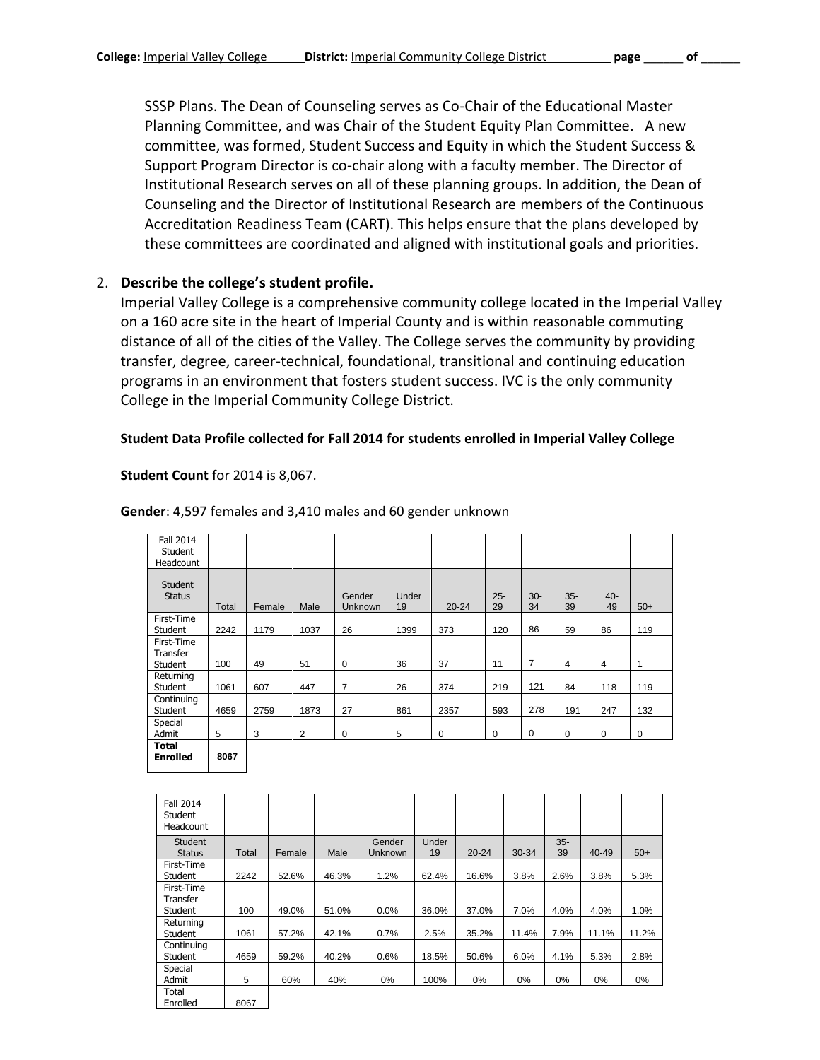SSSP Plans. The Dean of Counseling serves as Co-Chair of the Educational Master Planning Committee, and was Chair of the Student Equity Plan Committee. A new committee, was formed, Student Success and Equity in which the Student Success & Support Program Director is co-chair along with a faculty member. The Director of Institutional Research serves on all of these planning groups. In addition, the Dean of Counseling and the Director of Institutional Research are members of the Continuous Accreditation Readiness Team (CART). This helps ensure that the plans developed by these committees are coordinated and aligned with institutional goals and priorities.

2. **Describe the college's student profile.**
Imperial Valley College is a comprehensive community college located in the Imperial Valley on a 160 acre site in the heart of Imperial County and is within reasonable commuting distance of all of the cities of the Valley. The College serves the community by providing transfer, degree, career-technical, foundational, transitional and continuing education programs in an environment that fosters student success. IVC is the only community College in the Imperial Community College District.

**Student Data Profile collected for Fall 2014 for students enrolled in Imperial Valley College**

**Student Count** for 2014 is 8,067.

**Gender**: 4,597 females and 3,410 males and 60 gender unknown

| Fall 2014 Student Headcount | | | | | | | | | | | |
|---|---|---|---|---|---|---|---|---|---|---|---|
| Student Status | Total | Female | Male | Gender Unknown | Under 19 | 20-24 | 25-29 | 30-34 | 35-39 | 40-49 | 50+ |
| First-Time Student | 2242 | 1179 | 1037 | 26 | 1399 | 373 | 120 | 86 | 59 | 86 | 119 |
| First-Time Transfer Student | 100 | 49 | 51 | 0 | 36 | 37 | 11 | 7 | 4 | 4 | 1 |
| Returning Student | 1061 | 607 | 447 | 7 | 26 | 374 | 219 | 121 | 84 | 118 | 119 |
| Continuing Student | 4659 | 2759 | 1873 | 27 | 861 | 2357 | 593 | 278 | 191 | 247 | 132 |
| Special Admit | 5 | 3 | 2 | 0 | 5 | 0 | 0 | 0 | 0 | 0 | 0 |
| **Total Enrolled** | **8067** | | | | | | | | | | |

| Fall 2014 Student Headcount | | | | | | | | | | |
|---|---|---|---|---|---|---|---|---|---|---|
| Student Status | Total | Female | Male | Gender Unknown | Under 19 | 20-24 | 30-34 | 35-39 | 40-49 | 50+ |
| First-Time Student | 2242 | 52.6% | 46.3% | 1.2% | 62.4% | 16.6% | 3.8% | 2.6% | 3.8% | 5.3% |
| First-Time Transfer Student | 100 | 49.0% | 51.0% | 0.0% | 36.0% | 37.0% | 7.0% | 4.0% | 4.0% | 1.0% |
| Returning Student | 1061 | 57.2% | 42.1% | 0.7% | 2.5% | 35.2% | 11.4% | 7.9% | 11.1% | 11.2% |
| Continuing Student | 4659 | 59.2% | 40.2% | 0.6% | 18.5% | 50.6% | 6.0% | 4.1% | 5.3% | 2.8% |
| Special Admit | 5 | 60% | 40% | 0% | 100% | 0% | 0% | 0% | 0% | 0% |
| Total Enrolled | 8067 | | | | | | | | | |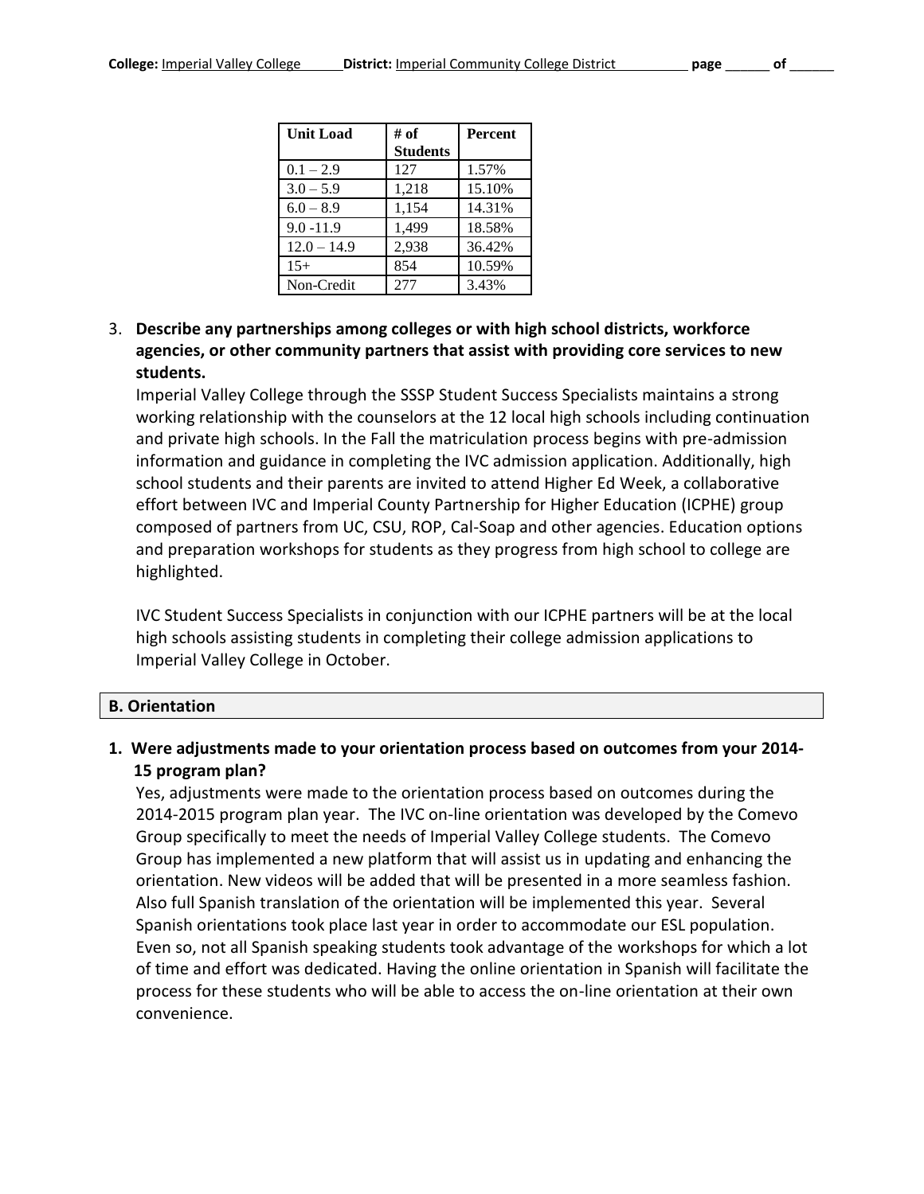| Unit Load | # of Students | Percent |
|---|---|---|
| 0.1 – 2.9 | 127 | 1.57% |
| 3.0 – 5.9 | 1,218 | 15.10% |
| 6.0 – 8.9 | 1,154 | 14.31% |
| 9.0 -11.9 | 1,499 | 18.58% |
| 12.0 – 14.9 | 2,938 | 36.42% |
| 15+ | 854 | 10.59% |
| Non-Credit | 277 | 3.43% |

3. **Describe any partnerships among colleges or with high school districts, workforce agencies, or other community partners that assist with providing core services to new students.**

   Imperial Valley College through the SSSP Student Success Specialists maintains a strong working relationship with the counselors at the 12 local high schools including continuation and private high schools. In the Fall the matriculation process begins with pre-admission information and guidance in completing the IVC admission application. Additionally, high school students and their parents are invited to attend Higher Ed Week, a collaborative effort between IVC and Imperial County Partnership for Higher Education (ICPHE) group composed of partners from UC, CSU, ROP, Cal-Soap and other agencies. Education options and preparation workshops for students as they progress from high school to college are highlighted.

   IVC Student Success Specialists in conjunction with our ICPHE partners will be at the local high schools assisting students in completing their college admission applications to Imperial Valley College in October.

## B. Orientation

1. **Were adjustments made to your orientation process based on outcomes from your 2014-15 program plan?**

   Yes, adjustments were made to the orientation process based on outcomes during the 2014-2015 program plan year. The IVC on-line orientation was developed by the Comevo Group specifically to meet the needs of Imperial Valley College students. The Comevo Group has implemented a new platform that will assist us in updating and enhancing the orientation. New videos will be added that will be presented in a more seamless fashion. Also full Spanish translation of the orientation will be implemented this year. Several Spanish orientations took place last year in order to accommodate our ESL population. Even so, not all Spanish speaking students took advantage of the workshops for which a lot of time and effort was dedicated. Having the online orientation in Spanish will facilitate the process for these students who will be able to access the on-line orientation at their own convenience.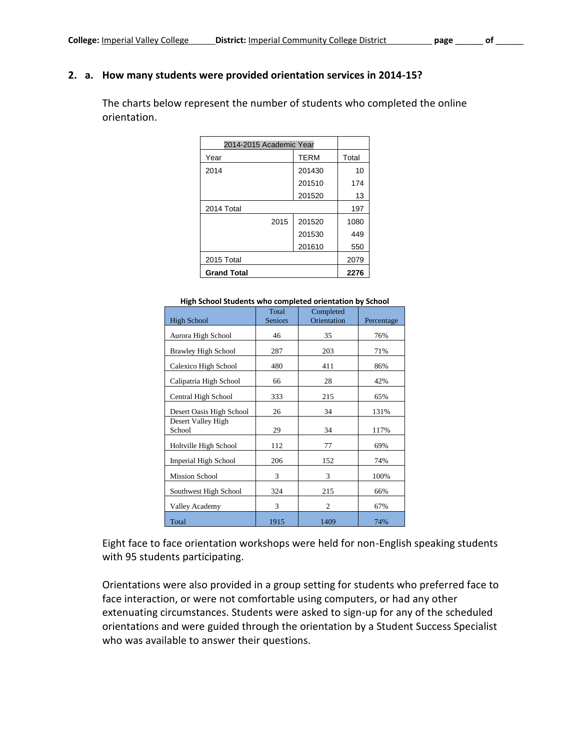## 2. a. How many students were provided orientation services in 2014-15?

The charts below represent the number of students who completed the online orientation.

| 2014-2015 Academic Year | | |
|---|---|---|
| Year | TERM | Total |
| 2014 | 201430 | 10 |
| | 201510 | 174 |
| | 201520 | 13 |
| 2014 Total | | 197 |
| 2015 | 201520 | 1080 |
| | 201530 | 449 |
| | 201610 | 550 |
| 2015 Total | | 2079 |
| **Grand Total** | | **2276** |

**High School Students who completed orientation by School**

| High School | Total Seniors | Completed Orientation | Percentage |
|---|---|---|---|
| Aurora High School | 46 | 35 | 76% |
| Brawley High School | 287 | 203 | 71% |
| Calexico High School | 480 | 411 | 86% |
| Calipatria High School | 66 | 28 | 42% |
| Central High School | 333 | 215 | 65% |
| Desert Oasis High School | 26 | 34 | 131% |
| Desert Valley High School | 29 | 34 | 117% |
| Holtville High School | 112 | 77 | 69% |
| Imperial High School | 206 | 152 | 74% |
| Mission School | 3 | 3 | 100% |
| Southwest High School | 324 | 215 | 66% |
| Valley Academy | 3 | 2 | 67% |
| Total | 1915 | 1409 | 74% |

Eight face to face orientation workshops were held for non-English speaking students with 95 students participating.

Orientations were also provided in a group setting for students who preferred face to face interaction, or were not comfortable using computers, or had any other extenuating circumstances. Students were asked to sign-up for any of the scheduled orientations and were guided through the orientation by a Student Success Specialist who was available to answer their questions.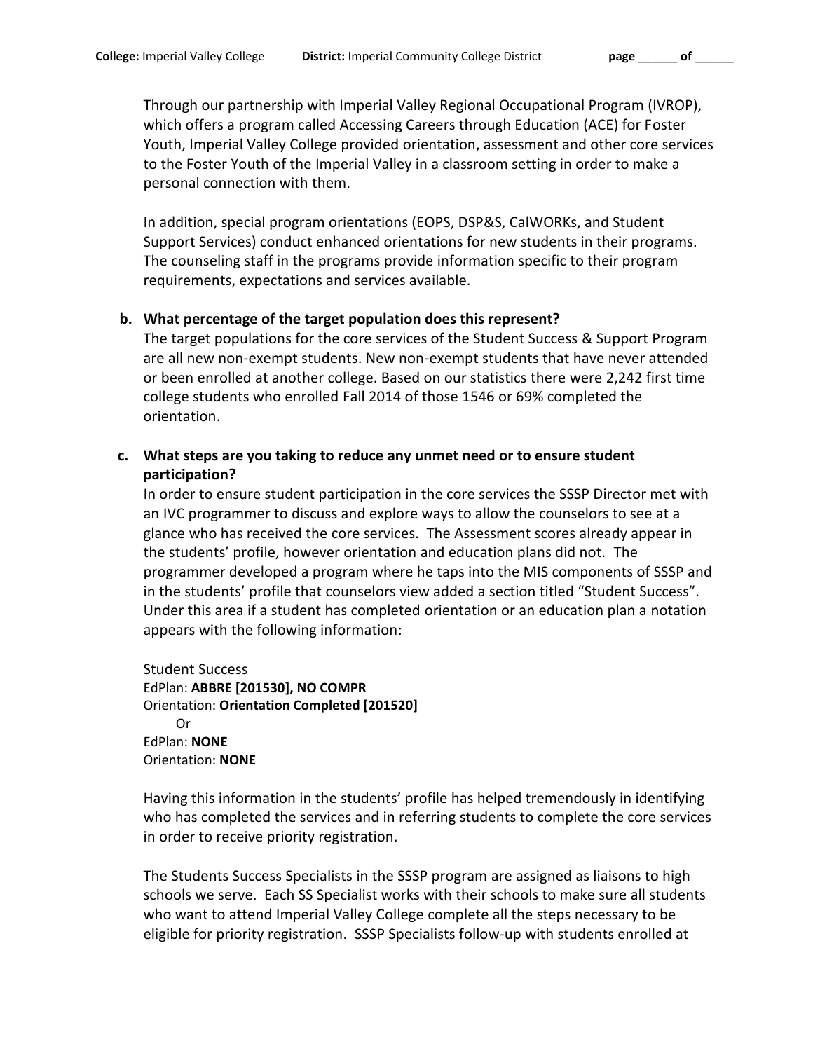Through our partnership with Imperial Valley Regional Occupational Program (IVROP), which offers a program called Accessing Careers through Education (ACE) for Foster Youth, Imperial Valley College provided orientation, assessment and other core services to the Foster Youth of the Imperial Valley in a classroom setting in order to make a personal connection with them.

In addition, special program orientations (EOPS, DSP&S, CalWORKs, and Student Support Services) conduct enhanced orientations for new students in their programs. The counseling staff in the programs provide information specific to their program requirements, expectations and services available.

**b. What percentage of the target population does this represent?**

The target populations for the core services of the Student Success & Support Program are all new non-exempt students. New non-exempt students that have never attended or been enrolled at another college. Based on our statistics there were 2,242 first time college students who enrolled Fall 2014 of those 1546 or 69% completed the orientation.

**c. What steps are you taking to reduce any unmet need or to ensure student participation?**

In order to ensure student participation in the core services the SSSP Director met with an IVC programmer to discuss and explore ways to allow the counselors to see at a glance who has received the core services. The Assessment scores already appear in the students' profile, however orientation and education plans did not. The programmer developed a program where he taps into the MIS components of SSSP and in the students' profile that counselors view added a section titled "Student Success". Under this area if a student has completed orientation or an education plan a notation appears with the following information:

Student Success
EdPlan: **ABBRE [201530], NO COMPR**
Orientation: **Orientation Completed [201520]**
Or
EdPlan: **NONE**
Orientation: **NONE**

Having this information in the students' profile has helped tremendously in identifying who has completed the services and in referring students to complete the core services in order to receive priority registration.

The Students Success Specialists in the SSSP program are assigned as liaisons to high schools we serve. Each SS Specialist works with their schools to make sure all students who want to attend Imperial Valley College complete all the steps necessary to be eligible for priority registration. SSSP Specialists follow-up with students enrolled at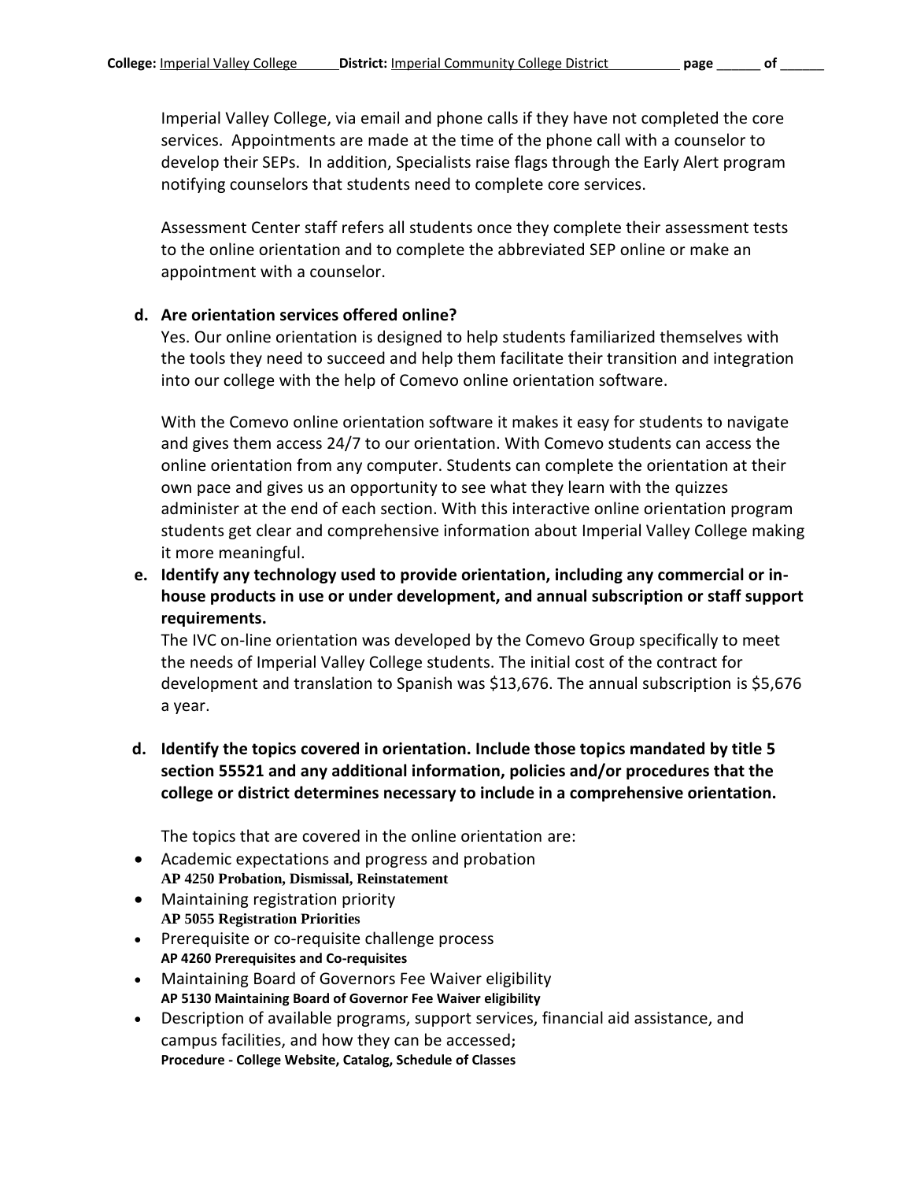Imperial Valley College, via email and phone calls if they have not completed the core services. Appointments are made at the time of the phone call with a counselor to develop their SEPs. In addition, Specialists raise flags through the Early Alert program notifying counselors that students need to complete core services.

Assessment Center staff refers all students once they complete their assessment tests to the online orientation and to complete the abbreviated SEP online or make an appointment with a counselor.

**d. Are orientation services offered online?**

Yes. Our online orientation is designed to help students familiarized themselves with the tools they need to succeed and help them facilitate their transition and integration into our college with the help of Comevo online orientation software.

With the Comevo online orientation software it makes it easy for students to navigate and gives them access 24/7 to our orientation. With Comevo students can access the online orientation from any computer. Students can complete the orientation at their own pace and gives us an opportunity to see what they learn with the quizzes administer at the end of each section. With this interactive online orientation program students get clear and comprehensive information about Imperial Valley College making it more meaningful.

**e. Identify any technology used to provide orientation, including any commercial or in-house products in use or under development, and annual subscription or staff support requirements.**

The IVC on-line orientation was developed by the Comevo Group specifically to meet the needs of Imperial Valley College students. The initial cost of the contract for development and translation to Spanish was $13,676. The annual subscription is $5,676 a year.

**d. Identify the topics covered in orientation. Include those topics mandated by title 5 section 55521 and any additional information, policies and/or procedures that the college or district determines necessary to include in a comprehensive orientation.**

The topics that are covered in the online orientation are:

- Academic expectations and progress and probation
  **AP 4250 Probation, Dismissal, Reinstatement**
- Maintaining registration priority
  **AP 5055 Registration Priorities**
- Prerequisite or co-requisite challenge process
  **AP 4260 Prerequisites and Co-requisites**
- Maintaining Board of Governors Fee Waiver eligibility
  **AP 5130 Maintaining Board of Governor Fee Waiver eligibility**
- Description of available programs, support services, financial aid assistance, and campus facilities, and how they can be accessed;
  **Procedure - College Website, Catalog, Schedule of Classes**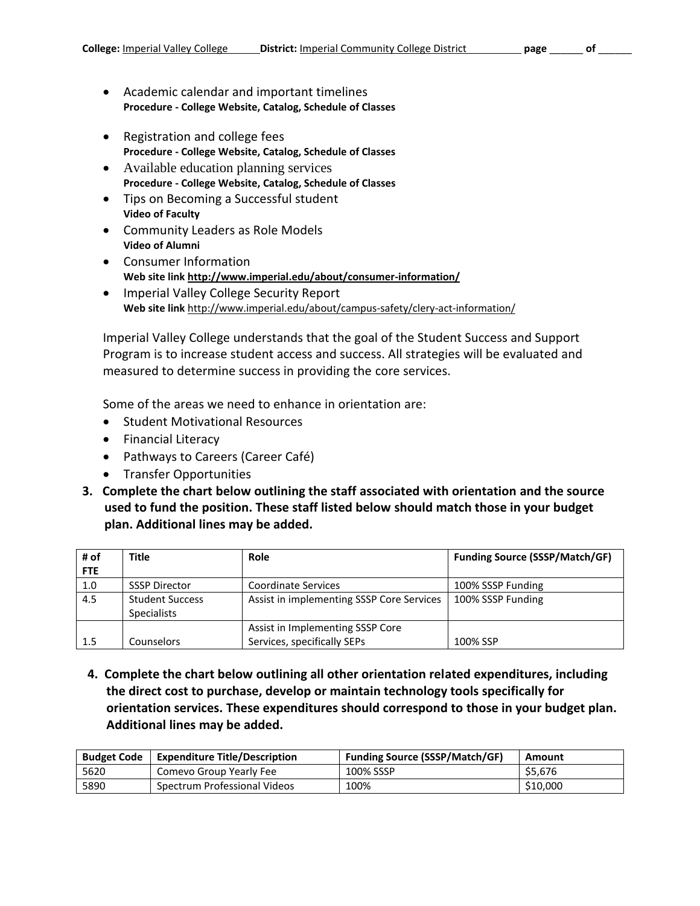- Academic calendar and important timelines
  **Procedure - College Website, Catalog, Schedule of Classes**
- Registration and college fees
  **Procedure - College Website, Catalog, Schedule of Classes**
- Available education planning services
  **Procedure - College Website, Catalog, Schedule of Classes**
- Tips on Becoming a Successful student
  **Video of Faculty**
- Community Leaders as Role Models
  **Video of Alumni**
- Consumer Information
  **Web site link http://www.imperial.edu/about/consumer-information/**
- Imperial Valley College Security Report
  **Web site link** http://www.imperial.edu/about/campus-safety/clery-act-information/

Imperial Valley College understands that the goal of the Student Success and Support Program is to increase student access and success. All strategies will be evaluated and measured to determine success in providing the core services.

Some of the areas we need to enhance in orientation are:

- Student Motivational Resources
- Financial Literacy
- Pathways to Careers (Career Café)
- Transfer Opportunities

**3. Complete the chart below outlining the staff associated with orientation and the source used to fund the position. These staff listed below should match those in your budget plan. Additional lines may be added.**

| # of FTE | Title | Role | Funding Source (SSSP/Match/GF) |
|---|---|---|---|
| 1.0 | SSSP Director | Coordinate Services | 100% SSSP Funding |
| 4.5 | Student Success Specialists | Assist in implementing SSSP Core Services | 100% SSSP Funding |
| 1.5 | Counselors | Assist in Implementing SSSP Core Services, specifically SEPs | 100% SSP |

**4. Complete the chart below outlining all other orientation related expenditures, including the direct cost to purchase, develop or maintain technology tools specifically for orientation services. These expenditures should correspond to those in your budget plan. Additional lines may be added.**

| Budget Code | Expenditure Title/Description | Funding Source (SSSP/Match/GF) | Amount |
|---|---|---|---|
| 5620 | Comevo Group Yearly Fee | 100% SSSP | $5,676 |
| 5890 | Spectrum Professional Videos | 100% | $10,000 |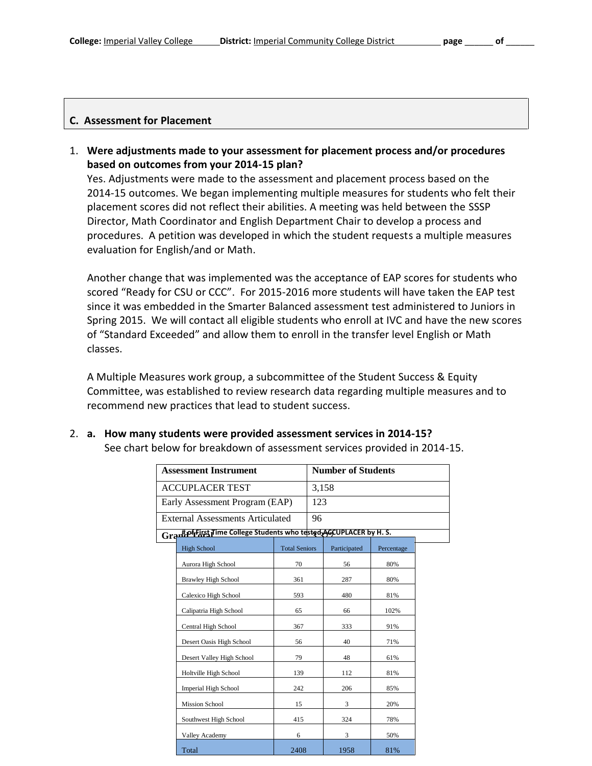## C. Assessment for Placement

1. **Were adjustments made to your assessment for placement process and/or procedures based on outcomes from your 2014-15 plan?**
Yes. Adjustments were made to the assessment and placement process based on the 2014-15 outcomes. We began implementing multiple measures for students who felt their placement scores did not reflect their abilities. A meeting was held between the SSSP Director, Math Coordinator and English Department Chair to develop a process and procedures. A petition was developed in which the student requests a multiple measures evaluation for English/and or Math.

   Another change that was implemented was the acceptance of EAP scores for students who scored "Ready for CSU or CCC". For 2015-2016 more students will have taken the EAP test since it was embedded in the Smarter Balanced assessment test administered to Juniors in Spring 2015. We will contact all eligible students who enroll at IVC and have the new scores of "Standard Exceeded" and allow them to enroll in the transfer level English or Math classes.

   A Multiple Measures work group, a subcommittee of the Student Success & Equity Committee, was established to review research data regarding multiple measures and to recommend new practices that lead to student success.

2. **a. How many students were provided assessment services in 2014-15?**
See chart below for breakdown of assessment services provided in 2014-15.

| Assessment Instrument | Number of Students |
|---|---|
| ACCUPLACER TEST | 3,158 |
| Early Assessment Program (EAP) | 123 |
| External Assessments Articulated | 96 |
| Grand Total | 3,377 |

**# of First Time College Students who tested ACCUPLACER by H. S.**

| High School | Total Seniors | Participated | Percentage |
|---|---|---|---|
| Aurora High School | 70 | 56 | 80% |
| Brawley High School | 361 | 287 | 80% |
| Calexico High School | 593 | 480 | 81% |
| Calipatria High School | 65 | 66 | 102% |
| Central High School | 367 | 333 | 91% |
| Desert Oasis High School | 56 | 40 | 71% |
| Desert Valley High School | 79 | 48 | 61% |
| Holtville High School | 139 | 112 | 81% |
| Imperial High School | 242 | 206 | 85% |
| Mission School | 15 | 3 | 20% |
| Southwest High School | 415 | 324 | 78% |
| Valley Academy | 6 | 3 | 50% |
| Total | 2408 | 1958 | 81% |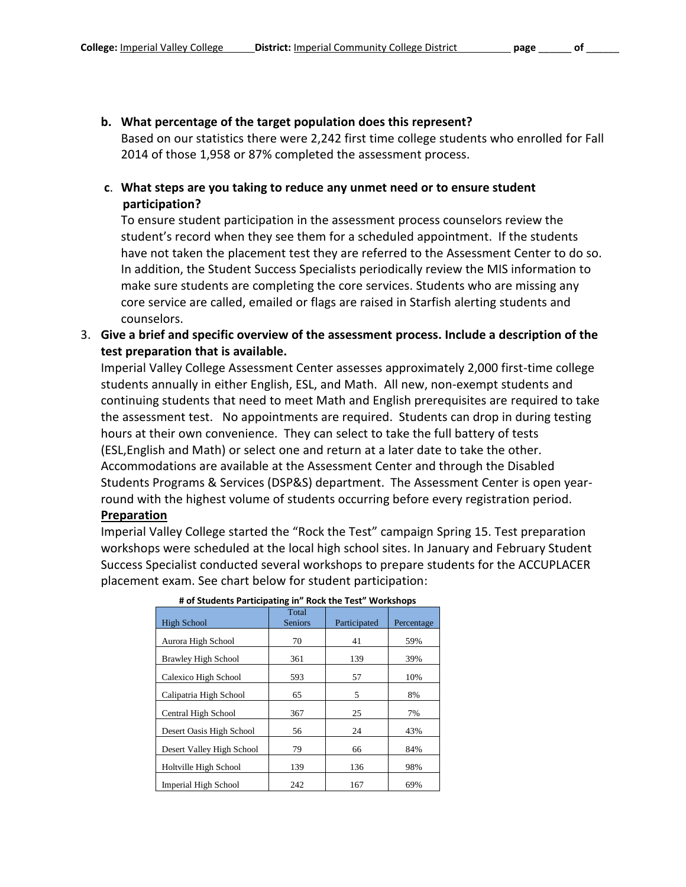**b. What percentage of the target population does this represent?**

Based on our statistics there were 2,242 first time college students who enrolled for Fall 2014 of those 1,958 or 87% completed the assessment process.

**c. What steps are you taking to reduce any unmet need or to ensure student participation?**

To ensure student participation in the assessment process counselors review the student's record when they see them for a scheduled appointment. If the students have not taken the placement test they are referred to the Assessment Center to do so. In addition, the Student Success Specialists periodically review the MIS information to make sure students are completing the core services. Students who are missing any core service are called, emailed or flags are raised in Starfish alerting students and counselors.

3. **Give a brief and specific overview of the assessment process. Include a description of the test preparation that is available.**

Imperial Valley College Assessment Center assesses approximately 2,000 first-time college students annually in either English, ESL, and Math. All new, non-exempt students and continuing students that need to meet Math and English prerequisites are required to take the assessment test. No appointments are required. Students can drop in during testing hours at their own convenience. They can select to take the full battery of tests (ESL,English and Math) or select one and return at a later date to take the other. Accommodations are available at the Assessment Center and through the Disabled Students Programs & Services (DSP&S) department. The Assessment Center is open year-round with the highest volume of students occurring before every registration period.

**Preparation**

Imperial Valley College started the "Rock the Test" campaign Spring 15. Test preparation workshops were scheduled at the local high school sites. In January and February Student Success Specialist conducted several workshops to prepare students for the ACCUPLACER placement exam. See chart below for student participation:

**# of Students Participating in" Rock the Test" Workshops**

| High School | Total Seniors | Participated | Percentage |
|---|---|---|---|
| Aurora High School | 70 | 41 | 59% |
| Brawley High School | 361 | 139 | 39% |
| Calexico High School | 593 | 57 | 10% |
| Calipatria High School | 65 | 5 | 8% |
| Central High School | 367 | 25 | 7% |
| Desert Oasis High School | 56 | 24 | 43% |
| Desert Valley High School | 79 | 66 | 84% |
| Holtville High School | 139 | 136 | 98% |
| Imperial High School | 242 | 167 | 69% |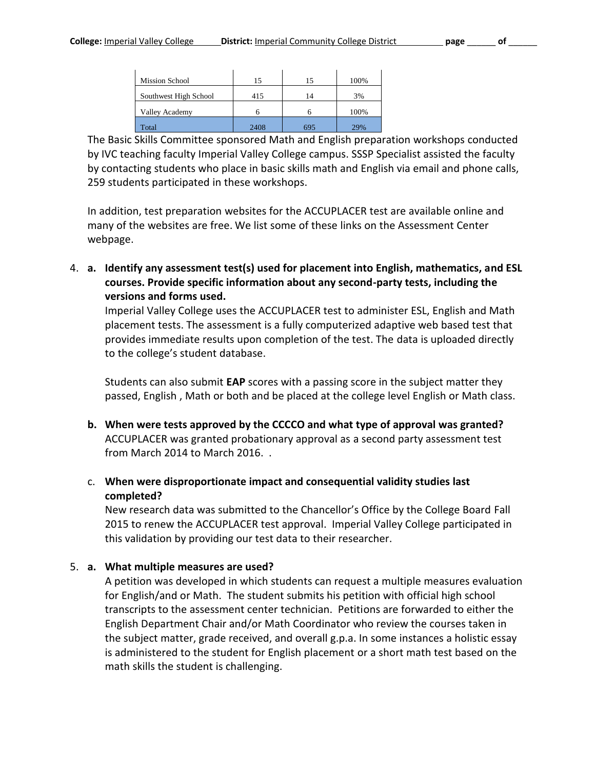| Mission School | 15 | 15 | 100% |
|---|---|---|---|
| Southwest High School | 415 | 14 | 3% |
| Valley Academy | 6 | 6 | 100% |
| Total | 2408 | 695 | 29% |

The Basic Skills Committee sponsored Math and English preparation workshops conducted by IVC teaching faculty Imperial Valley College campus. SSSP Specialist assisted the faculty by contacting students who place in basic skills math and English via email and phone calls, 259 students participated in these workshops.

In addition, test preparation websites for the ACCUPLACER test are available online and many of the websites are free. We list some of these links on the Assessment Center webpage.

4. **a. Identify any assessment test(s) used for placement into English, mathematics, and ESL courses. Provide specific information about any second-party tests, including the versions and forms used.**

   Imperial Valley College uses the ACCUPLACER test to administer ESL, English and Math placement tests. The assessment is a fully computerized adaptive web based test that provides immediate results upon completion of the test. The data is uploaded directly to the college's student database.

   Students can also submit **EAP** scores with a passing score in the subject matter they passed, English , Math or both and be placed at the college level English or Math class.

   **b. When were tests approved by the CCCCO and what type of approval was granted?**

   ACCUPLACER was granted probationary approval as a second party assessment test from March 2014 to March 2016. .

   c. **When were disproportionate impact and consequential validity studies last completed?**

   New research data was submitted to the Chancellor's Office by the College Board Fall 2015 to renew the ACCUPLACER test approval. Imperial Valley College participated in this validation by providing our test data to their researcher.

5. **a. What multiple measures are used?**

   A petition was developed in which students can request a multiple measures evaluation for English/and or Math. The student submits his petition with official high school transcripts to the assessment center technician. Petitions are forwarded to either the English Department Chair and/or Math Coordinator who review the courses taken in the subject matter, grade received, and overall g.p.a. In some instances a holistic essay is administered to the student for English placement or a short math test based on the math skills the student is challenging.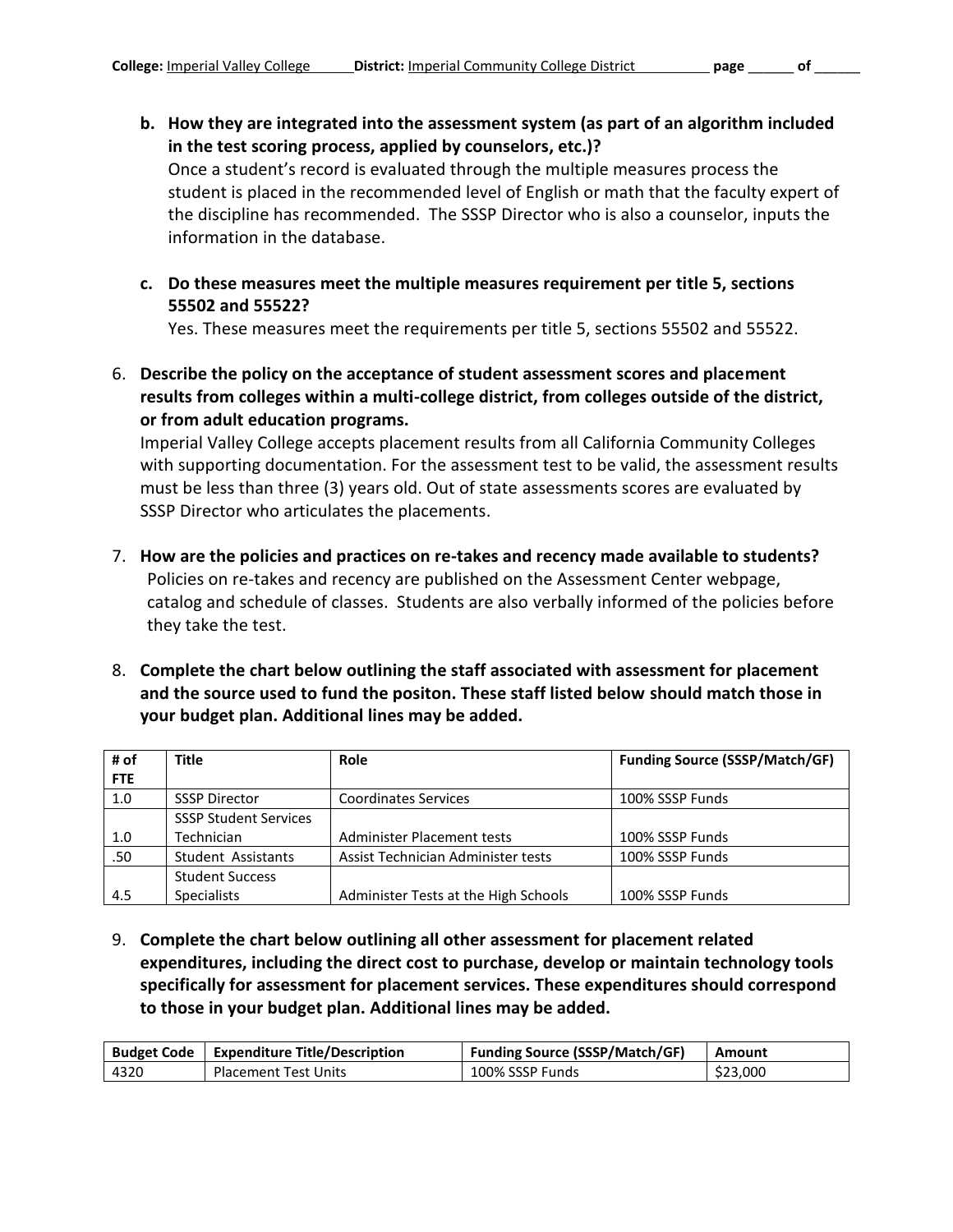b. **How they are integrated into the assessment system (as part of an algorithm included in the test scoring process, applied by counselors, etc.)?**
   Once a student's record is evaluated through the multiple measures process the student is placed in the recommended level of English or math that the faculty expert of the discipline has recommended. The SSSP Director who is also a counselor, inputs the information in the database.

c. **Do these measures meet the multiple measures requirement per title 5, sections 55502 and 55522?**
   Yes. These measures meet the requirements per title 5, sections 55502 and 55522.

6. **Describe the policy on the acceptance of student assessment scores and placement results from colleges within a multi-college district, from colleges outside of the district, or from adult education programs.**
   Imperial Valley College accepts placement results from all California Community Colleges with supporting documentation. For the assessment test to be valid, the assessment results must be less than three (3) years old. Out of state assessments scores are evaluated by SSSP Director who articulates the placements.

7. **How are the policies and practices on re-takes and recency made available to students?**
   Policies on re-takes and recency are published on the Assessment Center webpage, catalog and schedule of classes. Students are also verbally informed of the policies before they take the test.

8. **Complete the chart below outlining the staff associated with assessment for placement and the source used to fund the positon. These staff listed below should match those in your budget plan. Additional lines may be added.**

| # of FTE | Title | Role | Funding Source (SSSP/Match/GF) |
|---|---|---|---|
| 1.0 | SSSP Director | Coordinates Services | 100% SSSP Funds |
| 1.0 | SSSP Student Services Technician | Administer Placement tests | 100% SSSP Funds |
| .50 | Student Assistants | Assist Technician Administer tests | 100% SSSP Funds |
| 4.5 | Student Success Specialists | Administer Tests at the High Schools | 100% SSSP Funds |

9. **Complete the chart below outlining all other assessment for placement related expenditures, including the direct cost to purchase, develop or maintain technology tools specifically for assessment for placement services. These expenditures should correspond to those in your budget plan. Additional lines may be added.**

| Budget Code | Expenditure Title/Description | Funding Source (SSSP/Match/GF) | Amount |
|---|---|---|---|
| 4320 | Placement Test Units | 100% SSSP Funds | $23,000 |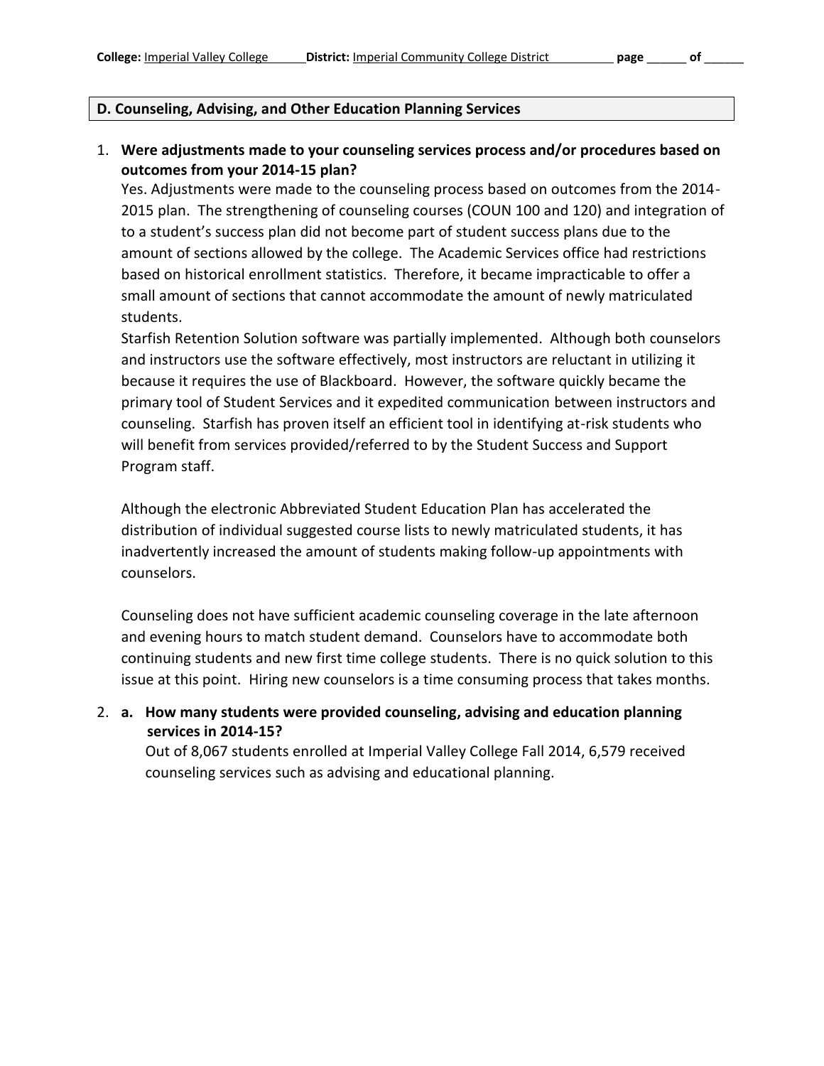## D. Counseling, Advising, and Other Education Planning Services

1. **Were adjustments made to your counseling services process and/or procedures based on outcomes from your 2014-15 plan?**

   Yes. Adjustments were made to the counseling process based on outcomes from the 2014-2015 plan. The strengthening of counseling courses (COUN 100 and 120) and integration of to a student's success plan did not become part of student success plans due to the amount of sections allowed by the college. The Academic Services office had restrictions based on historical enrollment statistics. Therefore, it became impracticable to offer a small amount of sections that cannot accommodate the amount of newly matriculated students.

   Starfish Retention Solution software was partially implemented. Although both counselors and instructors use the software effectively, most instructors are reluctant in utilizing it because it requires the use of Blackboard. However, the software quickly became the primary tool of Student Services and it expedited communication between instructors and counseling. Starfish has proven itself an efficient tool in identifying at-risk students who will benefit from services provided/referred to by the Student Success and Support Program staff.

   Although the electronic Abbreviated Student Education Plan has accelerated the distribution of individual suggested course lists to newly matriculated students, it has inadvertently increased the amount of students making follow-up appointments with counselors.

   Counseling does not have sufficient academic counseling coverage in the late afternoon and evening hours to match student demand. Counselors have to accommodate both continuing students and new first time college students. There is no quick solution to this issue at this point. Hiring new counselors is a time consuming process that takes months.

2. **a. How many students were provided counseling, advising and education planning services in 2014-15?**

   Out of 8,067 students enrolled at Imperial Valley College Fall 2014, 6,579 received counseling services such as advising and educational planning.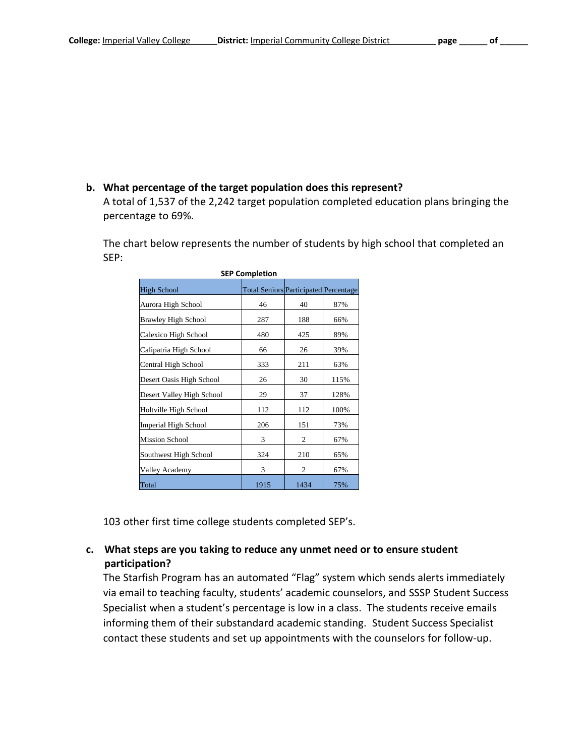**b. What percentage of the target population does this represent?**

A total of 1,537 of the 2,242 target population completed education plans bringing the percentage to 69%.

The chart below represents the number of students by high school that completed an SEP:

**SEP Completion**

| High School | Total Seniors | Participated | Percentage |
|---|---|---|---|
| Aurora High School | 46 | 40 | 87% |
| Brawley High School | 287 | 188 | 66% |
| Calexico High School | 480 | 425 | 89% |
| Calipatria High School | 66 | 26 | 39% |
| Central High School | 333 | 211 | 63% |
| Desert Oasis High School | 26 | 30 | 115% |
| Desert Valley High School | 29 | 37 | 128% |
| Holtville High School | 112 | 112 | 100% |
| Imperial High School | 206 | 151 | 73% |
| Mission School | 3 | 2 | 67% |
| Southwest High School | 324 | 210 | 65% |
| Valley Academy | 3 | 2 | 67% |
| Total | 1915 | 1434 | 75% |

103 other first time college students completed SEP's.

**c. What steps are you taking to reduce any unmet need or to ensure student participation?**

The Starfish Program has an automated "Flag" system which sends alerts immediately via email to teaching faculty, students' academic counselors, and SSSP Student Success Specialist when a student's percentage is low in a class. The students receive emails informing them of their substandard academic standing. Student Success Specialist contact these students and set up appointments with the counselors for follow-up.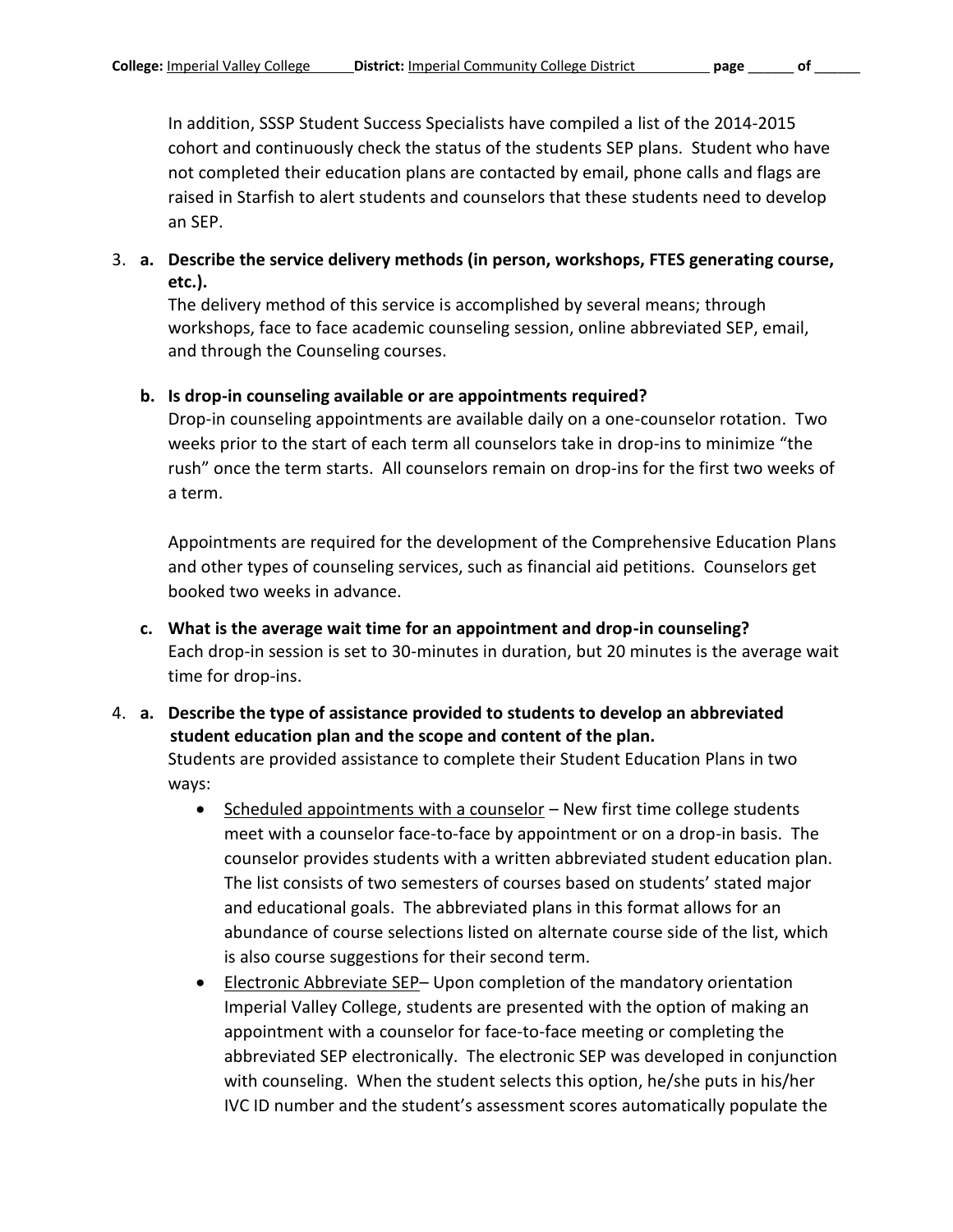In addition, SSSP Student Success Specialists have compiled a list of the 2014-2015 cohort and continuously check the status of the students SEP plans. Student who have not completed their education plans are contacted by email, phone calls and flags are raised in Starfish to alert students and counselors that these students need to develop an SEP.

3. **a. Describe the service delivery methods (in person, workshops, FTES generating course, etc.).**

   The delivery method of this service is accomplished by several means; through workshops, face to face academic counseling session, online abbreviated SEP, email, and through the Counseling courses.

   **b. Is drop-in counseling available or are appointments required?**

   Drop-in counseling appointments are available daily on a one-counselor rotation. Two weeks prior to the start of each term all counselors take in drop-ins to minimize "the rush" once the term starts. All counselors remain on drop-ins for the first two weeks of a term.

   Appointments are required for the development of the Comprehensive Education Plans and other types of counseling services, such as financial aid petitions. Counselors get booked two weeks in advance.

   **c. What is the average wait time for an appointment and drop-in counseling?**

   Each drop-in session is set to 30-minutes in duration, but 20 minutes is the average wait time for drop-ins.

4. **a. Describe the type of assistance provided to students to develop an abbreviated student education plan and the scope and content of the plan.**

   Students are provided assistance to complete their Student Education Plans in two ways:

   - Scheduled appointments with a counselor – New first time college students meet with a counselor face-to-face by appointment or on a drop-in basis. The counselor provides students with a written abbreviated student education plan. The list consists of two semesters of courses based on students' stated major and educational goals. The abbreviated plans in this format allows for an abundance of course selections listed on alternate course side of the list, which is also course suggestions for their second term.
   - Electronic Abbreviate SEP– Upon completion of the mandatory orientation Imperial Valley College, students are presented with the option of making an appointment with a counselor for face-to-face meeting or completing the abbreviated SEP electronically. The electronic SEP was developed in conjunction with counseling. When the student selects this option, he/she puts in his/her IVC ID number and the student's assessment scores automatically populate the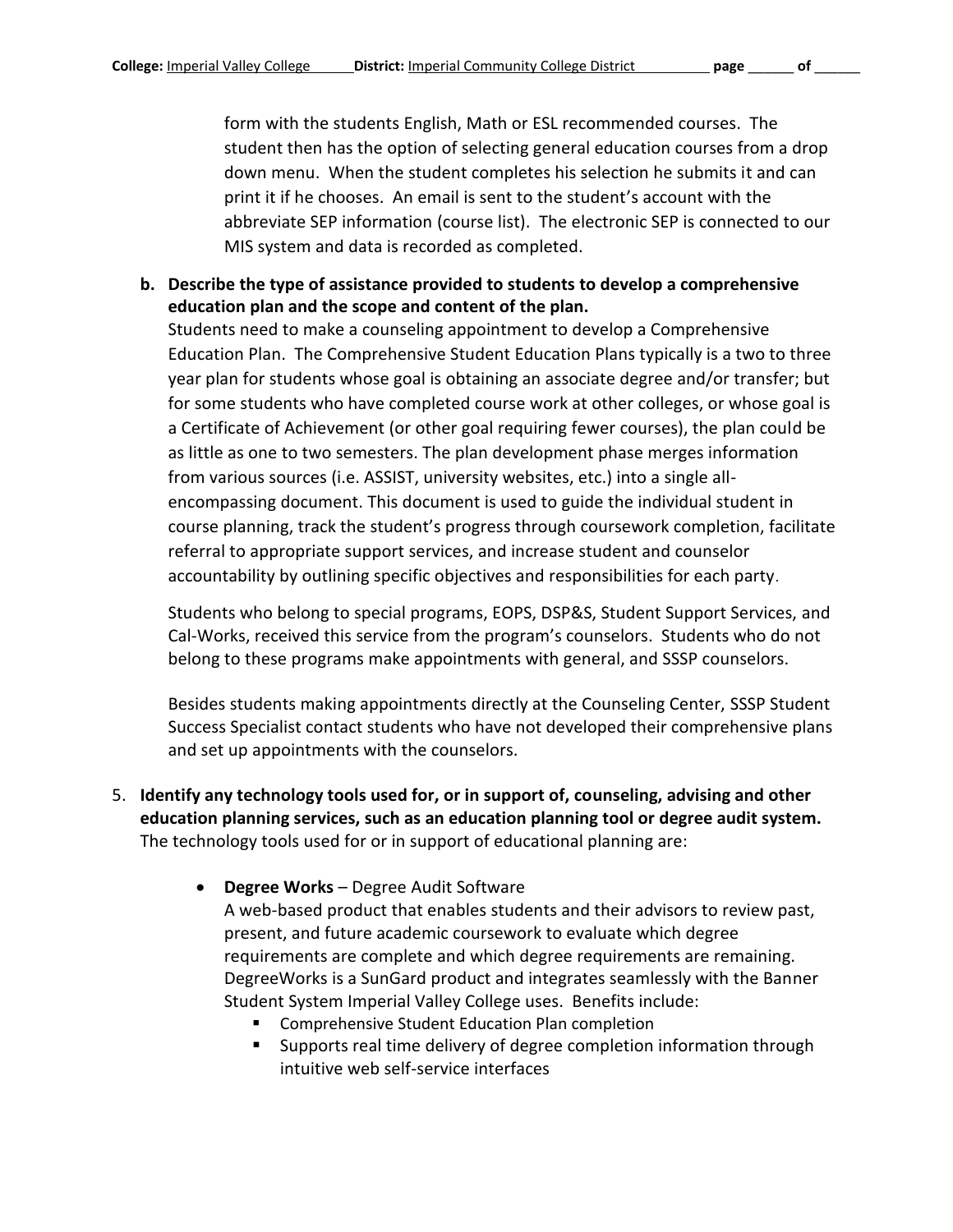form with the students English, Math or ESL recommended courses. The student then has the option of selecting general education courses from a drop down menu. When the student completes his selection he submits it and can print it if he chooses. An email is sent to the student's account with the abbreviate SEP information (course list). The electronic SEP is connected to our MIS system and data is recorded as completed.

**b. Describe the type of assistance provided to students to develop a comprehensive education plan and the scope and content of the plan.**

Students need to make a counseling appointment to develop a Comprehensive Education Plan. The Comprehensive Student Education Plans typically is a two to three year plan for students whose goal is obtaining an associate degree and/or transfer; but for some students who have completed course work at other colleges, or whose goal is a Certificate of Achievement (or other goal requiring fewer courses), the plan could be as little as one to two semesters. The plan development phase merges information from various sources (i.e. ASSIST, university websites, etc.) into a single all-encompassing document. This document is used to guide the individual student in course planning, track the student's progress through coursework completion, facilitate referral to appropriate support services, and increase student and counselor accountability by outlining specific objectives and responsibilities for each party.

Students who belong to special programs, EOPS, DSP&S, Student Support Services, and Cal-Works, received this service from the program's counselors. Students who do not belong to these programs make appointments with general, and SSSP counselors.

Besides students making appointments directly at the Counseling Center, SSSP Student Success Specialist contact students who have not developed their comprehensive plans and set up appointments with the counselors.

5. **Identify any technology tools used for, or in support of, counseling, advising and other education planning services, such as an education planning tool or degree audit system.**
   The technology tools used for or in support of educational planning are:

   - **Degree Works** – Degree Audit Software
     A web-based product that enables students and their advisors to review past, present, and future academic coursework to evaluate which degree requirements are complete and which degree requirements are remaining. DegreeWorks is a SunGard product and integrates seamlessly with the Banner Student System Imperial Valley College uses. Benefits include:
     - Comprehensive Student Education Plan completion
     - Supports real time delivery of degree completion information through intuitive web self-service interfaces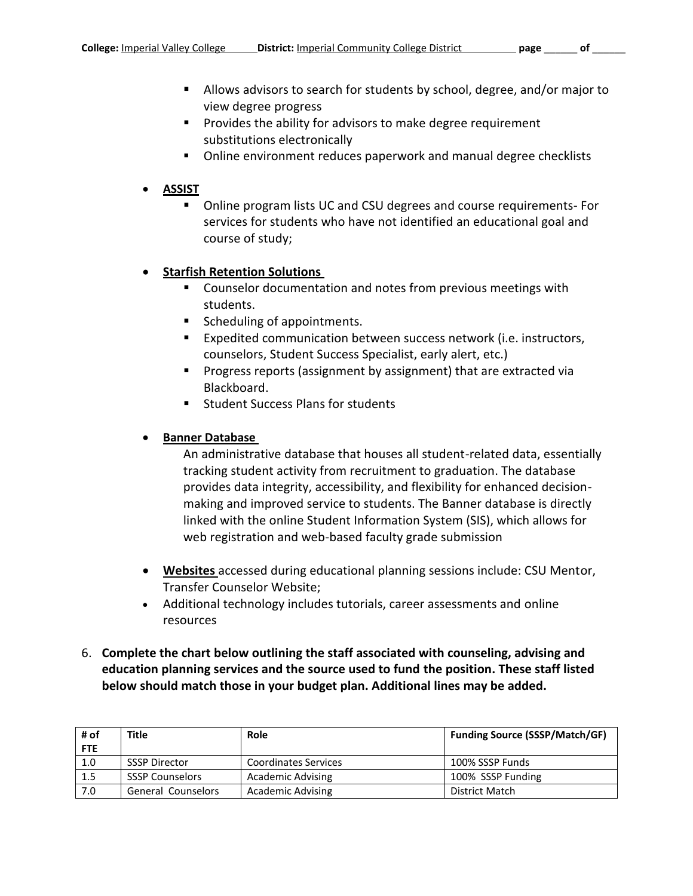- Allows advisors to search for students by school, degree, and/or major to view degree progress
- Provides the ability for advisors to make degree requirement substitutions electronically
- Online environment reduces paperwork and manual degree checklists

- **ASSIST**
  - Online program lists UC and CSU degrees and course requirements- For services for students who have not identified an educational goal and course of study;

- **Starfish Retention Solutions**
  - Counselor documentation and notes from previous meetings with students.
  - Scheduling of appointments.
  - Expedited communication between success network (i.e. instructors, counselors, Student Success Specialist, early alert, etc.)
  - Progress reports (assignment by assignment) that are extracted via Blackboard.
  - Student Success Plans for students

- **Banner Database**

  An administrative database that houses all student-related data, essentially tracking student activity from recruitment to graduation. The database provides data integrity, accessibility, and flexibility for enhanced decision-making and improved service to students. The Banner database is directly linked with the online Student Information System (SIS), which allows for web registration and web-based faculty grade submission

- **Websites** accessed during educational planning sessions include: CSU Mentor, Transfer Counselor Website;
- Additional technology includes tutorials, career assessments and online resources

6. **Complete the chart below outlining the staff associated with counseling, advising and education planning services and the source used to fund the position. These staff listed below should match those in your budget plan. Additional lines may be added.**

| # of FTE | Title | Role | Funding Source (SSSP/Match/GF) |
|---|---|---|---|
| 1.0 | SSSP Director | Coordinates Services | 100% SSSP Funds |
| 1.5 | SSSP Counselors | Academic Advising | 100% SSSP Funding |
| 7.0 | General Counselors | Academic Advising | District Match |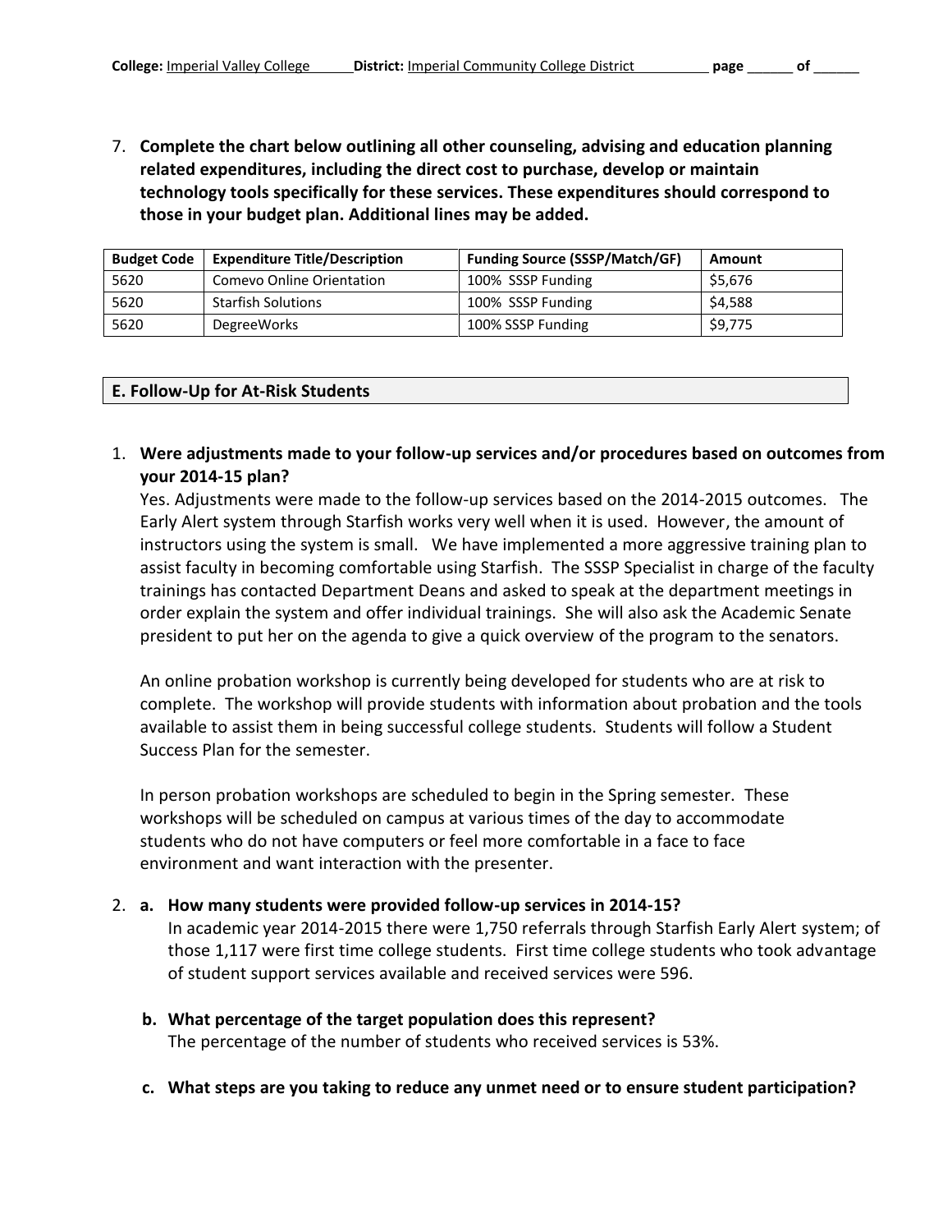7. **Complete the chart below outlining all other counseling, advising and education planning related expenditures, including the direct cost to purchase, develop or maintain technology tools specifically for these services. These expenditures should correspond to those in your budget plan. Additional lines may be added.**

| Budget Code | Expenditure Title/Description | Funding Source (SSSP/Match/GF) | Amount |
|---|---|---|---|
| 5620 | Comevo Online Orientation | 100% SSSP Funding | $5,676 |
| 5620 | Starfish Solutions | 100% SSSP Funding | $4,588 |
| 5620 | DegreeWorks | 100% SSSP Funding | $9,775 |

## E. Follow-Up for At-Risk Students

1. **Were adjustments made to your follow-up services and/or procedures based on outcomes from your 2014-15 plan?**

   Yes. Adjustments were made to the follow-up services based on the 2014-2015 outcomes. The Early Alert system through Starfish works very well when it is used. However, the amount of instructors using the system is small. We have implemented a more aggressive training plan to assist faculty in becoming comfortable using Starfish. The SSSP Specialist in charge of the faculty trainings has contacted Department Deans and asked to speak at the department meetings in order explain the system and offer individual trainings. She will also ask the Academic Senate president to put her on the agenda to give a quick overview of the program to the senators.

   An online probation workshop is currently being developed for students who are at risk to complete. The workshop will provide students with information about probation and the tools available to assist them in being successful college students. Students will follow a Student Success Plan for the semester.

   In person probation workshops are scheduled to begin in the Spring semester. These workshops will be scheduled on campus at various times of the day to accommodate students who do not have computers or feel more comfortable in a face to face environment and want interaction with the presenter.

2. **a. How many students were provided follow-up services in 2014-15?**

   In academic year 2014-2015 there were 1,750 referrals through Starfish Early Alert system; of those 1,117 were first time college students. First time college students who took advantage of student support services available and received services were 596.

   **b. What percentage of the target population does this represent?**

   The percentage of the number of students who received services is 53%.

   **c. What steps are you taking to reduce any unmet need or to ensure student participation?**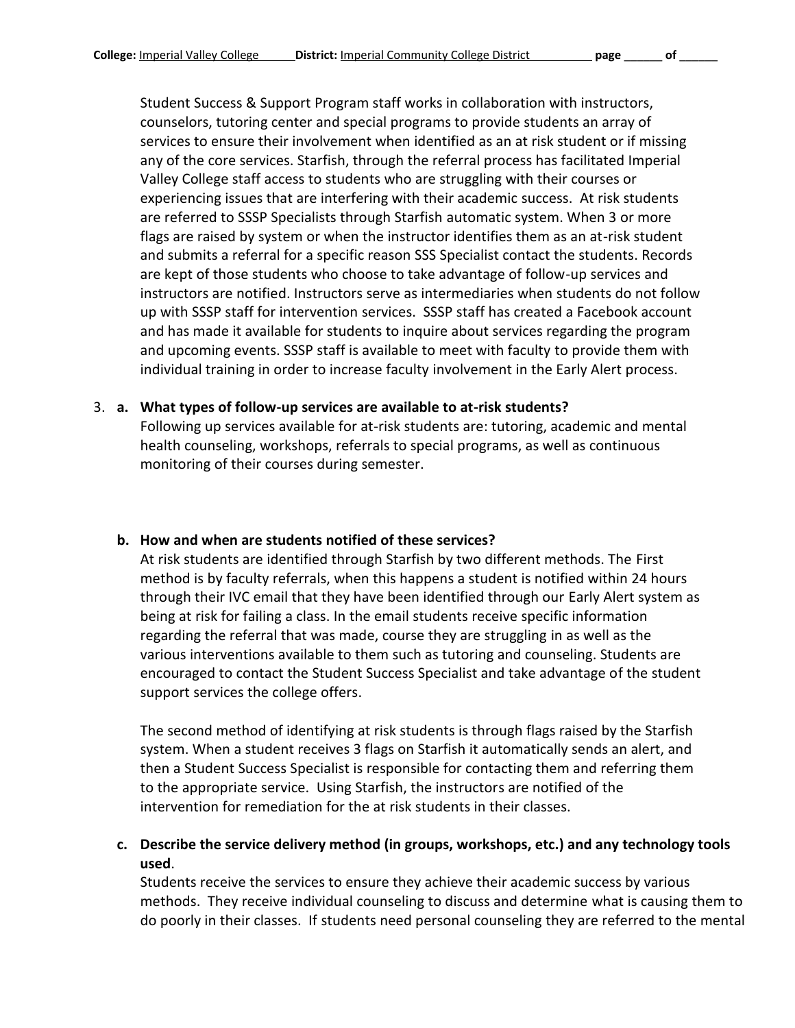Student Success & Support Program staff works in collaboration with instructors, counselors, tutoring center and special programs to provide students an array of services to ensure their involvement when identified as an at risk student or if missing any of the core services. Starfish, through the referral process has facilitated Imperial Valley College staff access to students who are struggling with their courses or experiencing issues that are interfering with their academic success. At risk students are referred to SSSP Specialists through Starfish automatic system. When 3 or more flags are raised by system or when the instructor identifies them as an at-risk student and submits a referral for a specific reason SSS Specialist contact the students. Records are kept of those students who choose to take advantage of follow-up services and instructors are notified. Instructors serve as intermediaries when students do not follow up with SSSP staff for intervention services. SSSP staff has created a Facebook account and has made it available for students to inquire about services regarding the program and upcoming events. SSSP staff is available to meet with faculty to provide them with individual training in order to increase faculty involvement in the Early Alert process.

3. **a. What types of follow-up services are available to at-risk students?**

   Following up services available for at-risk students are: tutoring, academic and mental health counseling, workshops, referrals to special programs, as well as continuous monitoring of their courses during semester.

   **b. How and when are students notified of these services?**

   At risk students are identified through Starfish by two different methods. The First method is by faculty referrals, when this happens a student is notified within 24 hours through their IVC email that they have been identified through our Early Alert system as being at risk for failing a class. In the email students receive specific information regarding the referral that was made, course they are struggling in as well as the various interventions available to them such as tutoring and counseling. Students are encouraged to contact the Student Success Specialist and take advantage of the student support services the college offers.

   The second method of identifying at risk students is through flags raised by the Starfish system. When a student receives 3 flags on Starfish it automatically sends an alert, and then a Student Success Specialist is responsible for contacting them and referring them to the appropriate service. Using Starfish, the instructors are notified of the intervention for remediation for the at risk students in their classes.

   **c. Describe the service delivery method (in groups, workshops, etc.) and any technology tools used**.

   Students receive the services to ensure they achieve their academic success by various methods. They receive individual counseling to discuss and determine what is causing them to do poorly in their classes. If students need personal counseling they are referred to the mental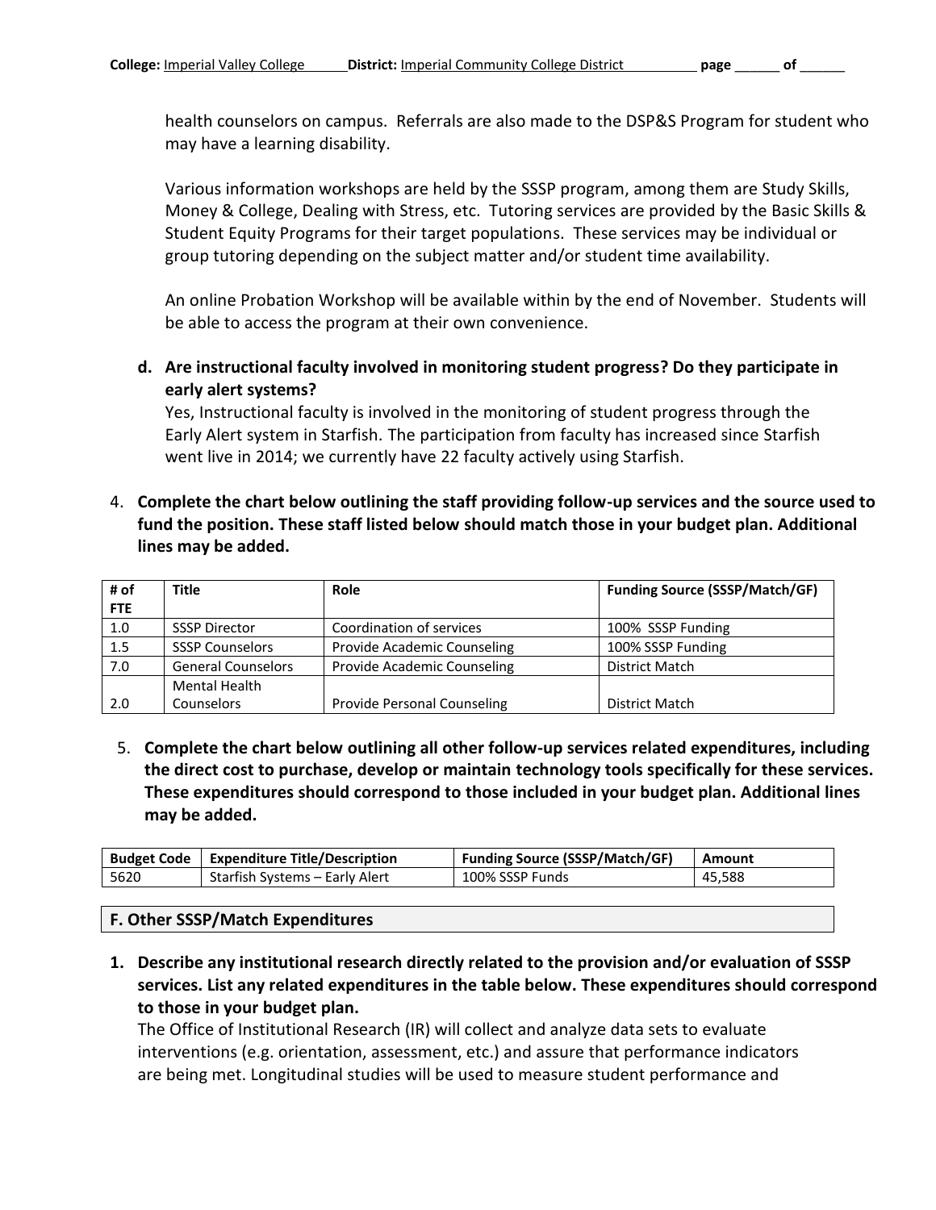health counselors on campus. Referrals are also made to the DSP&S Program for student who may have a learning disability.

Various information workshops are held by the SSSP program, among them are Study Skills, Money & College, Dealing with Stress, etc. Tutoring services are provided by the Basic Skills & Student Equity Programs for their target populations. These services may be individual or group tutoring depending on the subject matter and/or student time availability.

An online Probation Workshop will be available within by the end of November. Students will be able to access the program at their own convenience.

**d. Are instructional faculty involved in monitoring student progress? Do they participate in early alert systems?**

Yes, Instructional faculty is involved in the monitoring of student progress through the Early Alert system in Starfish. The participation from faculty has increased since Starfish went live in 2014; we currently have 22 faculty actively using Starfish.

4. **Complete the chart below outlining the staff providing follow-up services and the source used to fund the position. These staff listed below should match those in your budget plan. Additional lines may be added.**

| # of FTE | Title | Role | Funding Source (SSSP/Match/GF) |
|---|---|---|---|
| 1.0 | SSSP Director | Coordination of services | 100% SSSP Funding |
| 1.5 | SSSP Counselors | Provide Academic Counseling | 100% SSSP Funding |
| 7.0 | General Counselors | Provide Academic Counseling | District Match |
| 2.0 | Mental Health Counselors | Provide Personal Counseling | District Match |

5. **Complete the chart below outlining all other follow-up services related expenditures, including the direct cost to purchase, develop or maintain technology tools specifically for these services. These expenditures should correspond to those included in your budget plan. Additional lines may be added.**

| Budget Code | Expenditure Title/Description | Funding Source (SSSP/Match/GF) | Amount |
|---|---|---|---|
| 5620 | Starfish Systems – Early Alert | 100% SSSP Funds | 45,588 |

## F. Other SSSP/Match Expenditures

1. **Describe any institutional research directly related to the provision and/or evaluation of SSSP services. List any related expenditures in the table below. These expenditures should correspond to those in your budget plan.**

The Office of Institutional Research (IR) will collect and analyze data sets to evaluate interventions (e.g. orientation, assessment, etc.) and assure that performance indicators are being met. Longitudinal studies will be used to measure student performance and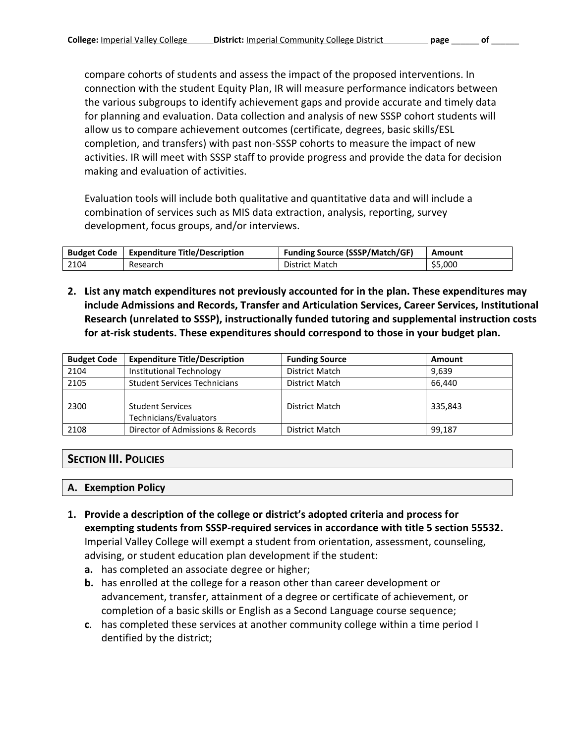compare cohorts of students and assess the impact of the proposed interventions. In connection with the student Equity Plan, IR will measure performance indicators between the various subgroups to identify achievement gaps and provide accurate and timely data for planning and evaluation. Data collection and analysis of new SSSP cohort students will allow us to compare achievement outcomes (certificate, degrees, basic skills/ESL completion, and transfers) with past non-SSSP cohorts to measure the impact of new activities. IR will meet with SSSP staff to provide progress and provide the data for decision making and evaluation of activities.

Evaluation tools will include both qualitative and quantitative data and will include a combination of services such as MIS data extraction, analysis, reporting, survey development, focus groups, and/or interviews.

| Budget Code | Expenditure Title/Description | Funding Source (SSSP/Match/GF) | Amount |
|---|---|---|---|
| 2104 | Research | District Match | $5,000 |

**2. List any match expenditures not previously accounted for in the plan. These expenditures may include Admissions and Records, Transfer and Articulation Services, Career Services, Institutional Research (unrelated to SSSP), instructionally funded tutoring and supplemental instruction costs for at-risk students. These expenditures should correspond to those in your budget plan.**

| Budget Code | Expenditure Title/Description | Funding Source | Amount |
|---|---|---|---|
| 2104 | Institutional Technology | District Match | 9,639 |
| 2105 | Student Services Technicians | District Match | 66,440 |
| 2300 | Student Services Technicians/Evaluators | District Match | 335,843 |
| 2108 | Director of Admissions & Records | District Match | 99,187 |

## Section III. Policies

### A. Exemption Policy

**1. Provide a description of the college or district's adopted criteria and process for exempting students from SSSP-required services in accordance with title 5 section 55532.** Imperial Valley College will exempt a student from orientation, assessment, counseling, advising, or student education plan development if the student:

- **a.** has completed an associate degree or higher;
- **b.** has enrolled at the college for a reason other than career development or advancement, transfer, attainment of a degree or certificate of achievement, or completion of a basic skills or English as a Second Language course sequence;
- **c**. has completed these services at another community college within a time period I dentified by the district;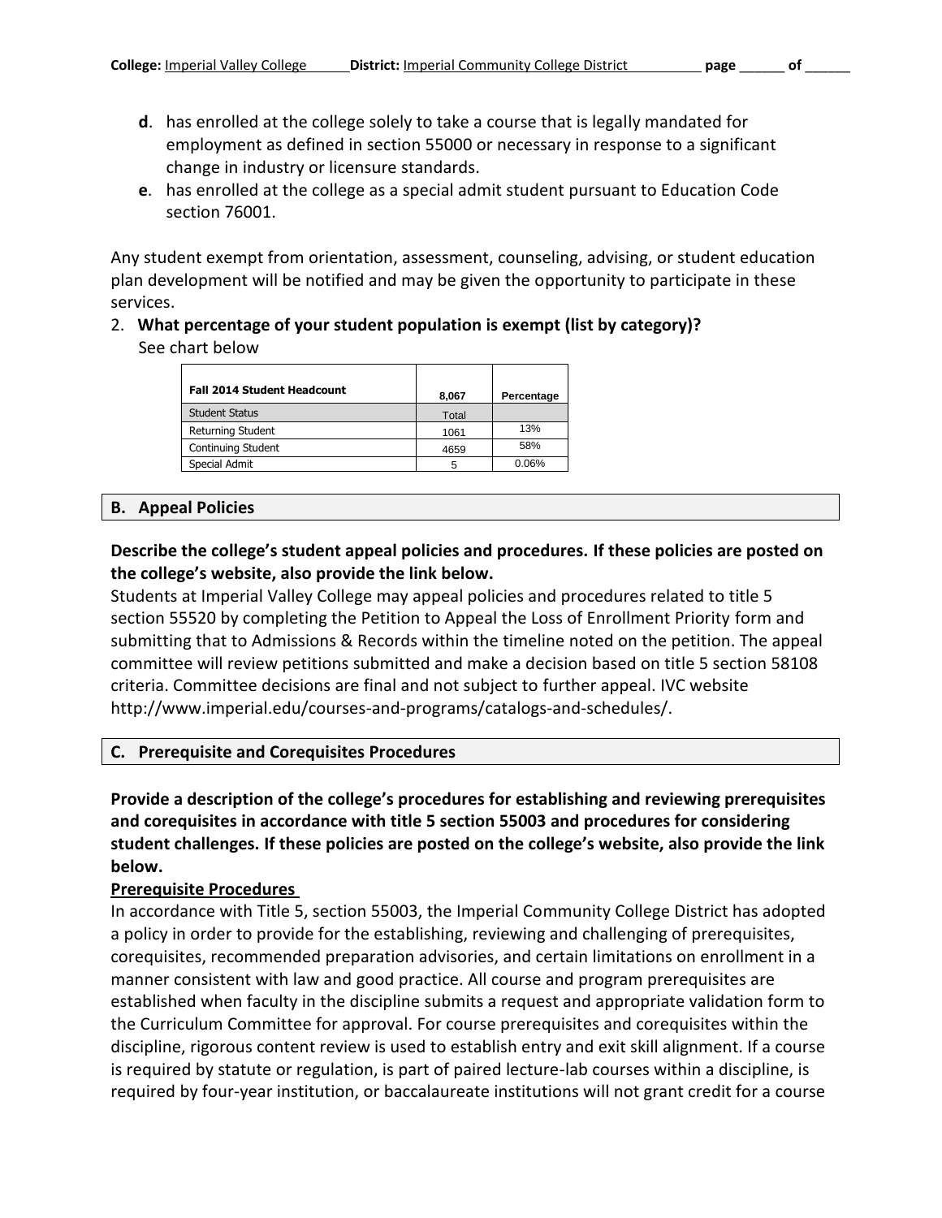**d**. has enrolled at the college solely to take a course that is legally mandated for employment as defined in section 55000 or necessary in response to a significant change in industry or licensure standards.

**e**. has enrolled at the college as a special admit student pursuant to Education Code section 76001.

Any student exempt from orientation, assessment, counseling, advising, or student education plan development will be notified and may be given the opportunity to participate in these services.

2. **What percentage of your student population is exempt (list by category)?**
   See chart below

| Fall 2014 Student Headcount | 8,067 | Percentage |
|---|---|---|
| Student Status | Total | |
| Returning Student | 1061 | 13% |
| Continuing Student | 4659 | 58% |
| Special Admit | 5 | 0.06% |

## B. Appeal Policies

**Describe the college's student appeal policies and procedures. If these policies are posted on the college's website, also provide the link below.**

Students at Imperial Valley College may appeal policies and procedures related to title 5 section 55520 by completing the Petition to Appeal the Loss of Enrollment Priority form and submitting that to Admissions & Records within the timeline noted on the petition. The appeal committee will review petitions submitted and make a decision based on title 5 section 58108 criteria. Committee decisions are final and not subject to further appeal. IVC website http://www.imperial.edu/courses-and-programs/catalogs-and-schedules/.

## C. Prerequisite and Corequisites Procedures

**Provide a description of the college's procedures for establishing and reviewing prerequisites and corequisites in accordance with title 5 section 55003 and procedures for considering student challenges. If these policies are posted on the college's website, also provide the link below.**

**Prerequisite Procedures**

In accordance with Title 5, section 55003, the Imperial Community College District has adopted a policy in order to provide for the establishing, reviewing and challenging of prerequisites, corequisites, recommended preparation advisories, and certain limitations on enrollment in a manner consistent with law and good practice. All course and program prerequisites are established when faculty in the discipline submits a request and appropriate validation form to the Curriculum Committee for approval. For course prerequisites and corequisites within the discipline, rigorous content review is used to establish entry and exit skill alignment. If a course is required by statute or regulation, is part of paired lecture-lab courses within a discipline, is required by four-year institution, or baccalaureate institutions will not grant credit for a course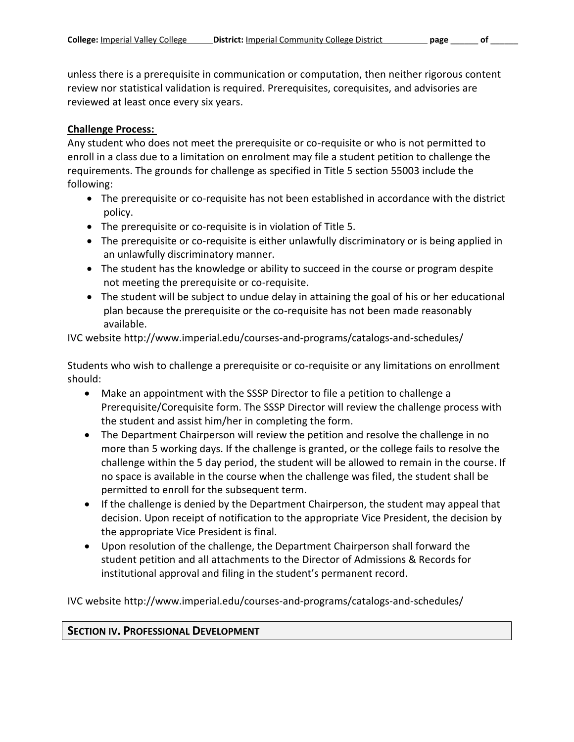unless there is a prerequisite in communication or computation, then neither rigorous content review nor statistical validation is required. Prerequisites, corequisites, and advisories are reviewed at least once every six years.

**Challenge Process:**

Any student who does not meet the prerequisite or co-requisite or who is not permitted to enroll in a class due to a limitation on enrolment may file a student petition to challenge the requirements. The grounds for challenge as specified in Title 5 section 55003 include the following:

- The prerequisite or co-requisite has not been established in accordance with the district policy.
- The prerequisite or co-requisite is in violation of Title 5.
- The prerequisite or co-requisite is either unlawfully discriminatory or is being applied in an unlawfully discriminatory manner.
- The student has the knowledge or ability to succeed in the course or program despite not meeting the prerequisite or co-requisite.
- The student will be subject to undue delay in attaining the goal of his or her educational plan because the prerequisite or the co-requisite has not been made reasonably available.

IVC website http://www.imperial.edu/courses-and-programs/catalogs-and-schedules/

Students who wish to challenge a prerequisite or co-requisite or any limitations on enrollment should:

- Make an appointment with the SSSP Director to file a petition to challenge a Prerequisite/Corequisite form. The SSSP Director will review the challenge process with the student and assist him/her in completing the form.
- The Department Chairperson will review the petition and resolve the challenge in no more than 5 working days. If the challenge is granted, or the college fails to resolve the challenge within the 5 day period, the student will be allowed to remain in the course. If no space is available in the course when the challenge was filed, the student shall be permitted to enroll for the subsequent term.
- If the challenge is denied by the Department Chairperson, the student may appeal that decision. Upon receipt of notification to the appropriate Vice President, the decision by the appropriate Vice President is final.
- Upon resolution of the challenge, the Department Chairperson shall forward the student petition and all attachments to the Director of Admissions & Records for institutional approval and filing in the student's permanent record.

IVC website http://www.imperial.edu/courses-and-programs/catalogs-and-schedules/

## SECTION IV. PROFESSIONAL DEVELOPMENT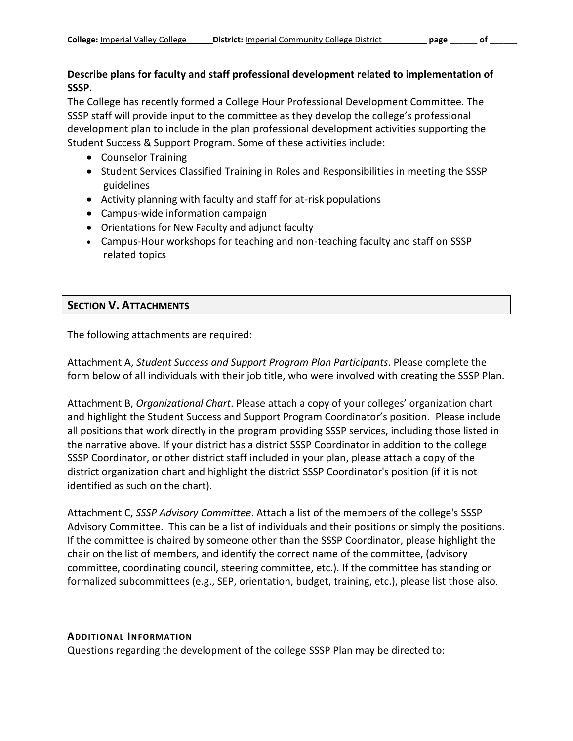**Describe plans for faculty and staff professional development related to implementation of SSSP.**

The College has recently formed a College Hour Professional Development Committee. The SSSP staff will provide input to the committee as they develop the college's professional development plan to include in the plan professional development activities supporting the Student Success & Support Program. Some of these activities include:

- Counselor Training
- Student Services Classified Training in Roles and Responsibilities in meeting the SSSP guidelines
- Activity planning with faculty and staff for at-risk populations
- Campus-wide information campaign
- Orientations for New Faculty and adjunct faculty
- Campus-Hour workshops for teaching and non-teaching faculty and staff on SSSP related topics

## SECTION V. ATTACHMENTS

The following attachments are required:

Attachment A, *Student Success and Support Program Plan Participants*. Please complete the form below of all individuals with their job title, who were involved with creating the SSSP Plan.

Attachment B, *Organizational Chart*. Please attach a copy of your colleges' organization chart and highlight the Student Success and Support Program Coordinator's position. Please include all positions that work directly in the program providing SSSP services, including those listed in the narrative above. If your district has a district SSSP Coordinator in addition to the college SSSP Coordinator, or other district staff included in your plan, please attach a copy of the district organization chart and highlight the district SSSP Coordinator's position (if it is not identified as such on the chart).

Attachment C, *SSSP Advisory Committee*. Attach a list of the members of the college's SSSP Advisory Committee. This can be a list of individuals and their positions or simply the positions. If the committee is chaired by someone other than the SSSP Coordinator, please highlight the chair on the list of members, and identify the correct name of the committee, (advisory committee, coordinating council, steering committee, etc.). If the committee has standing or formalized subcommittees (e.g., SEP, orientation, budget, training, etc.), please list those also.

### ADDITIONAL INFORMATION

Questions regarding the development of the college SSSP Plan may be directed to: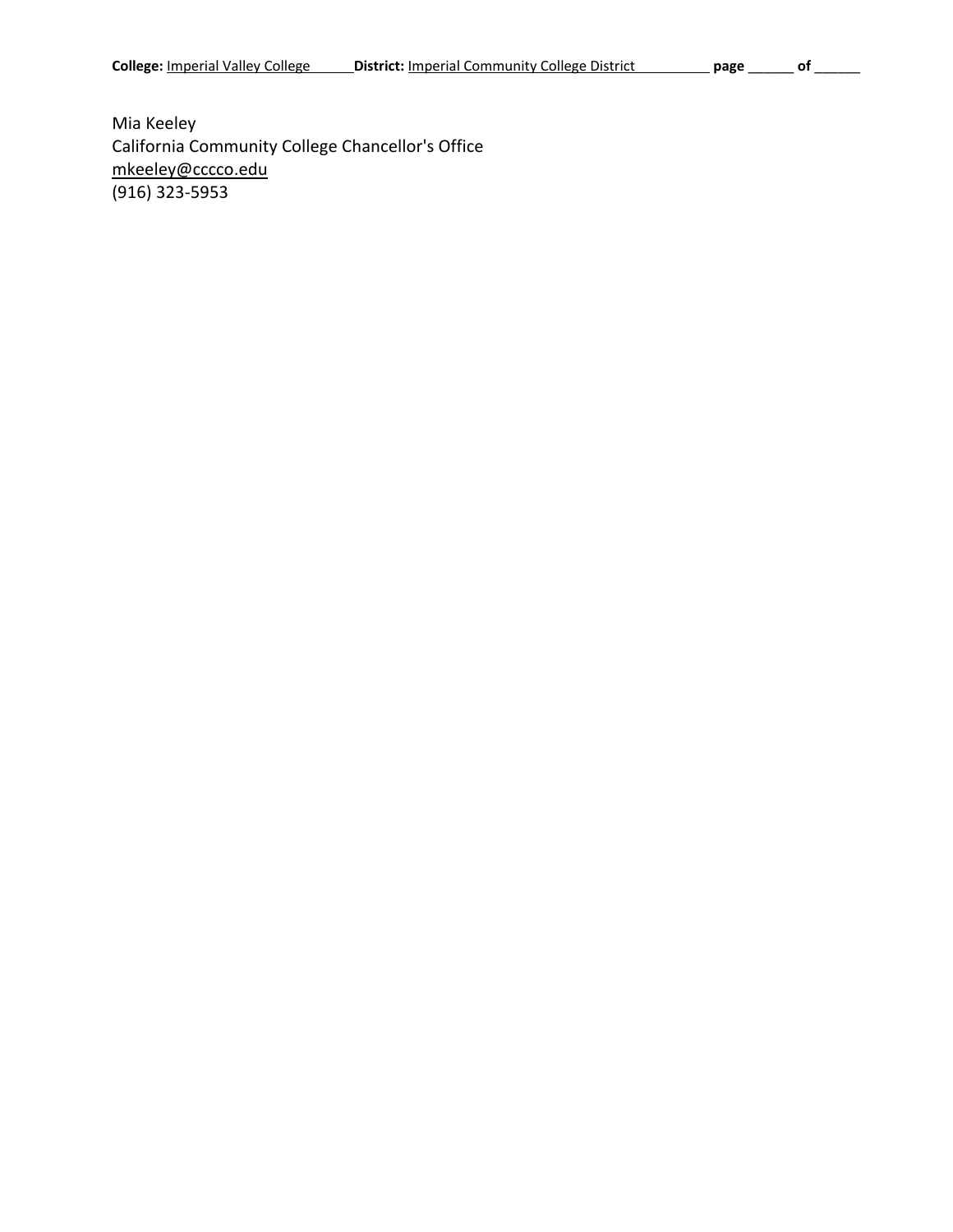Mia Keeley
California Community College Chancellor's Office
mkeeley@cccco.edu
(916) 323-5953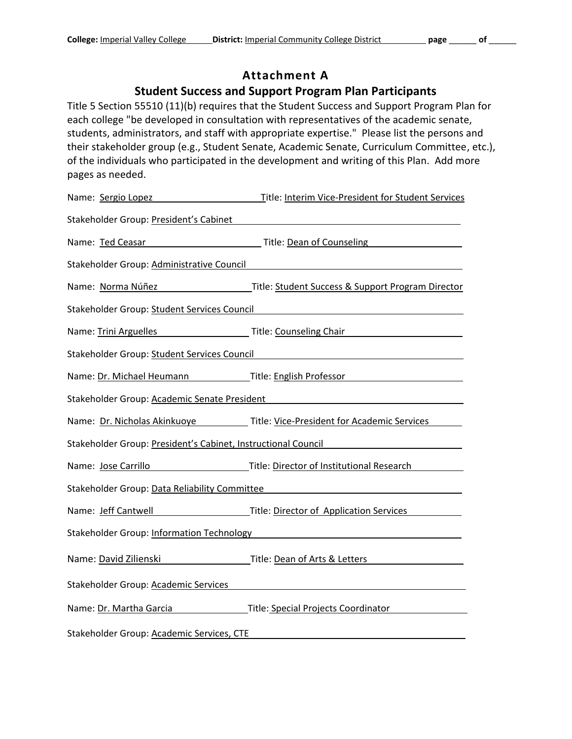# Attachment A

## Student Success and Support Program Plan Participants

Title 5 Section 55510 (11)(b) requires that the Student Success and Support Program Plan for each college "be developed in consultation with representatives of the academic senate, students, administrators, and staff with appropriate expertise." Please list the persons and their stakeholder group (e.g., Student Senate, Academic Senate, Curriculum Committee, etc.), of the individuals who participated in the development and writing of this Plan. Add more pages as needed.

Name: Sergio Lopez Title: Interim Vice-President for Student Services

Stakeholder Group: President's Cabinet

Name: Ted Ceasar Title: Dean of Counseling

Stakeholder Group: Administrative Council

Name: Norma Núñez Title: Student Success & Support Program Director

Stakeholder Group: Student Services Council

Name: Trini Arguelles Title: Counseling Chair

Stakeholder Group: Student Services Council

Name: Dr. Michael Heumann Title: English Professor

Stakeholder Group: Academic Senate President

Name: Dr. Nicholas Akinkuoye Title: Vice-President for Academic Services

Stakeholder Group: President's Cabinet, Instructional Council

Name: Jose Carrillo Title: Director of Institutional Research

Stakeholder Group: Data Reliability Committee

Name: Jeff Cantwell Title: Director of Application Services

Stakeholder Group: Information Technology

Name: David Zilienski Title: Dean of Arts & Letters

Stakeholder Group: Academic Services

Name: Dr. Martha Garcia Title: Special Projects Coordinator

Stakeholder Group: Academic Services, CTE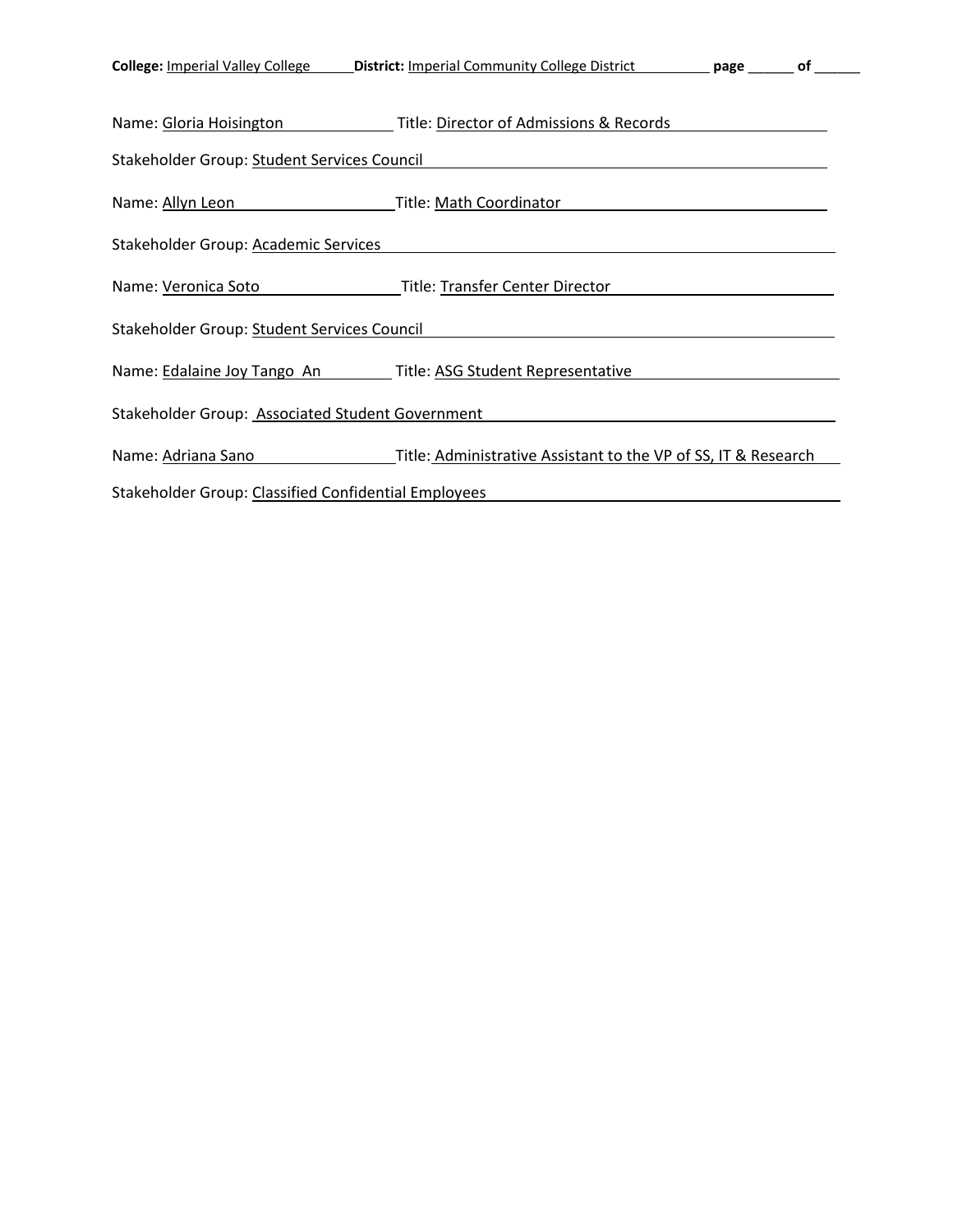**College:** Imperial Valley College **District:** Imperial Community College District **page** ______ **of** ______

Name: Gloria Hoisington Title: Director of Admissions & Records

Stakeholder Group: Student Services Council

Name: Allyn Leon Title: Math Coordinator

Stakeholder Group: Academic Services

Name: Veronica Soto Title: Transfer Center Director

Stakeholder Group: Student Services Council

Name: Edalaine Joy Tango An Title: ASG Student Representative

Stakeholder Group: Associated Student Government

Name: Adriana Sano Title: Administrative Assistant to the VP of SS, IT & Research

Stakeholder Group: Classified Confidential Employees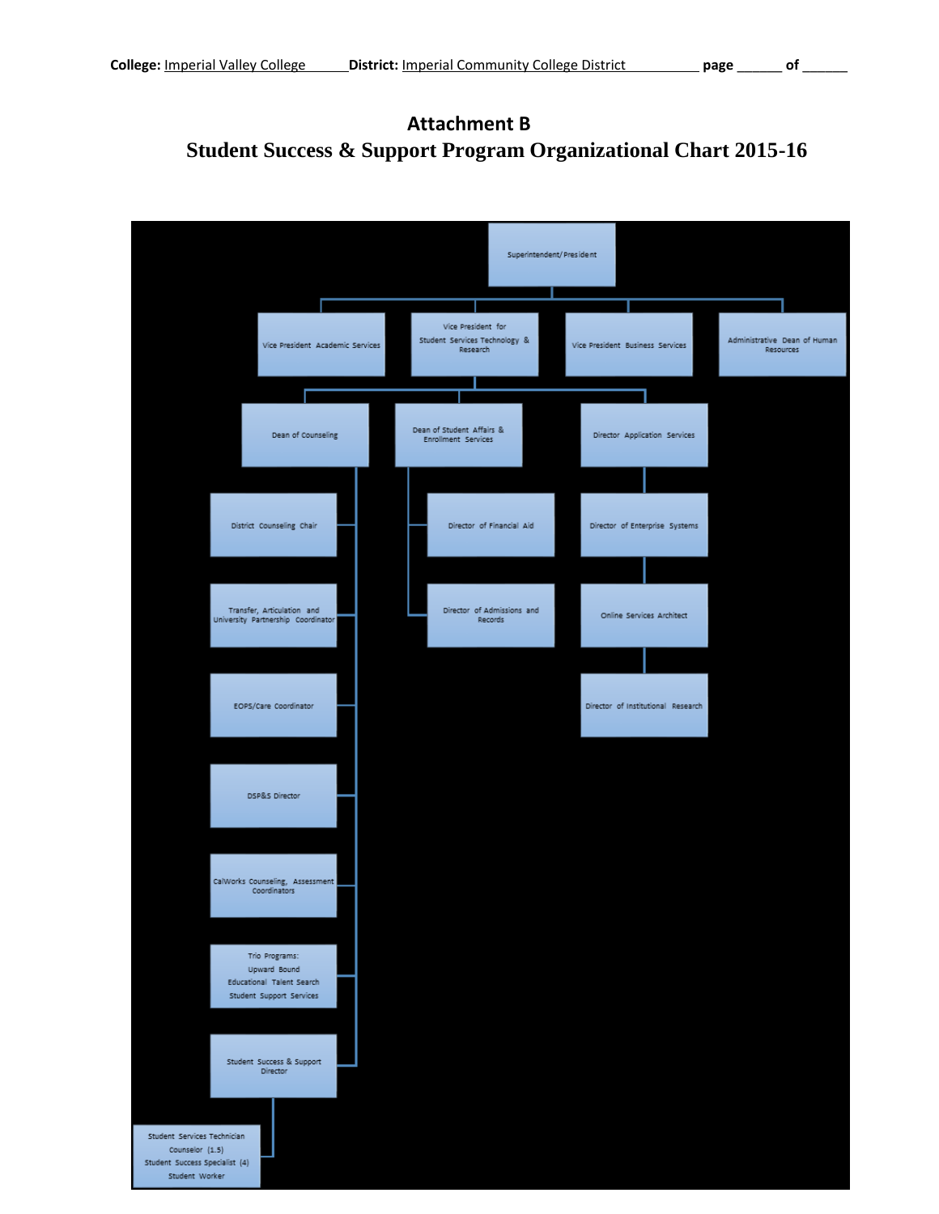**College:** Imperial Valley College **District:** Imperial Community College District

# Attachment B

## Student Success & Support Program Organizational Chart 2015-16

- Superintendent/President
  - Vice President Academic Services
  - Vice President for Student Services Technology & Research
    - Dean of Counseling
      - District Counseling Chair
      - Transfer, Articulation and University Partnership Coordinator
      - EOPS/Care Coordinator
      - DSP&S Director
      - CalWorks Counseling, Assessment Coordinators
      - Trio Programs: Upward Bound, Educational Talent Search, Student Support Services
      - Student Success & Support Director
        - Student Services Technician, Counselor (1.5), Student Success Specialist (4), Student Worker
    - Dean of Student Affairs & Enrollment Services
      - Director of Financial Aid
      - Director of Admissions and Records
    - Director Application Services
      - Director of Enterprise Systems
        - Online Services Architect
          - Director of Institutional Research
  - Vice President Business Services
  - Administrative Dean of Human Resources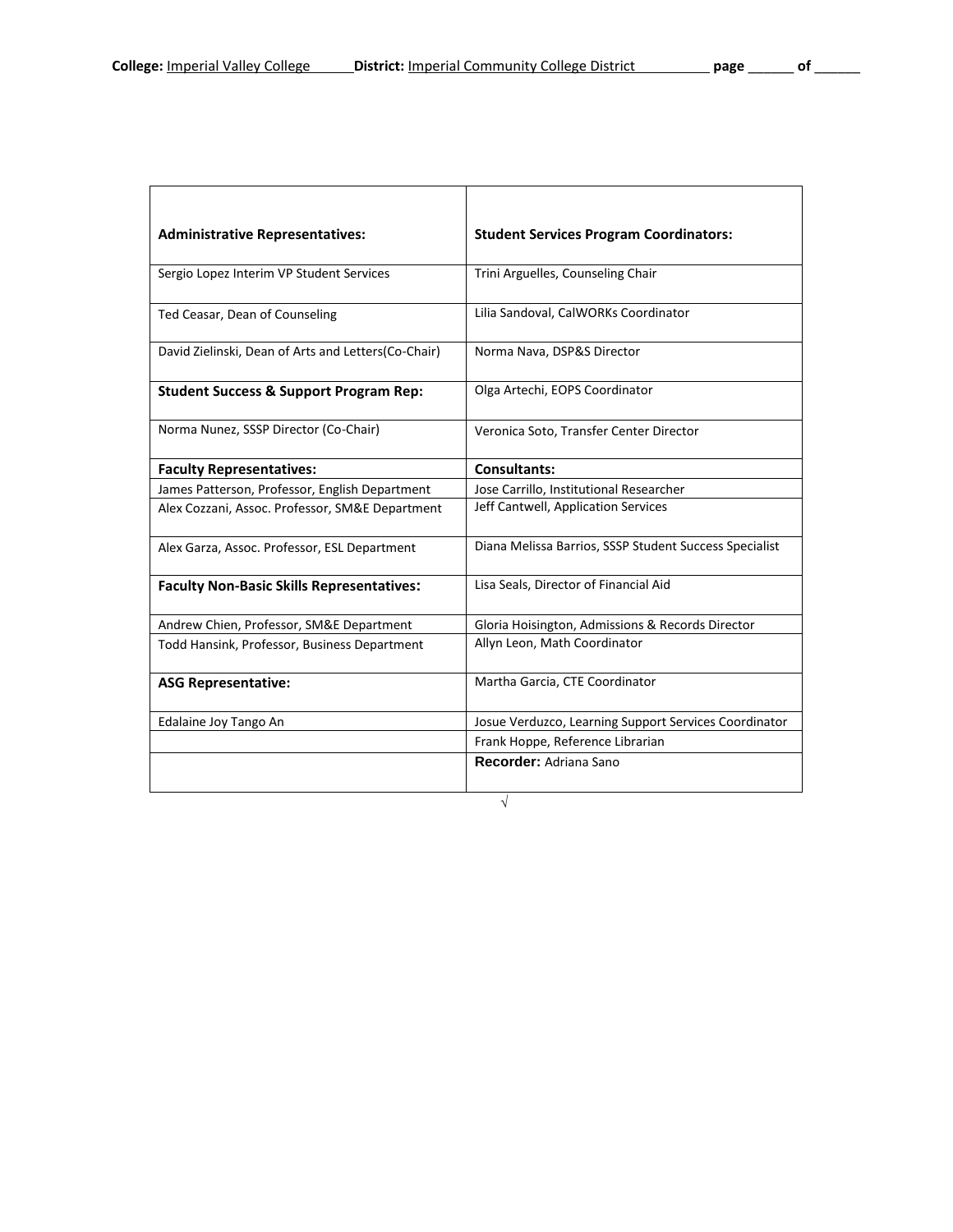**College:** Imperial Valley College **District:** Imperial Community College District

| **Administrative Representatives:** | **Student Services Program Coordinators:** |
|---|---|
| Sergio Lopez Interim VP Student Services | Trini Arguelles, Counseling Chair |
| Ted Ceasar, Dean of Counseling | Lilia Sandoval, CalWORKs Coordinator |
| David Zielinski, Dean of Arts and Letters(Co-Chair) | Norma Nava, DSP&S Director |
| **Student Success & Support Program Rep:** | Olga Artechi, EOPS Coordinator |
| Norma Nunez, SSSP Director (Co-Chair) | Veronica Soto, Transfer Center Director |
| **Faculty Representatives:** | **Consultants:** |
| James Patterson, Professor, English Department | Jose Carrillo, Institutional Researcher |
| Alex Cozzani, Assoc. Professor, SM&E Department | Jeff Cantwell, Application Services |
| Alex Garza, Assoc. Professor, ESL Department | Diana Melissa Barrios, SSSP Student Success Specialist |
| **Faculty Non-Basic Skills Representatives:** | Lisa Seals, Director of Financial Aid |
| Andrew Chien, Professor, SM&E Department | Gloria Hoisington, Admissions & Records Director |
| Todd Hansink, Professor, Business Department | Allyn Leon, Math Coordinator |
| **ASG Representative:** | Martha Garcia, CTE Coordinator |
| Edalaine Joy Tango An | Josue Verduzco, Learning Support Services Coordinator |
| | Frank Hoppe, Reference Librarian |
| | **Recorder:** Adriana Sano |

√